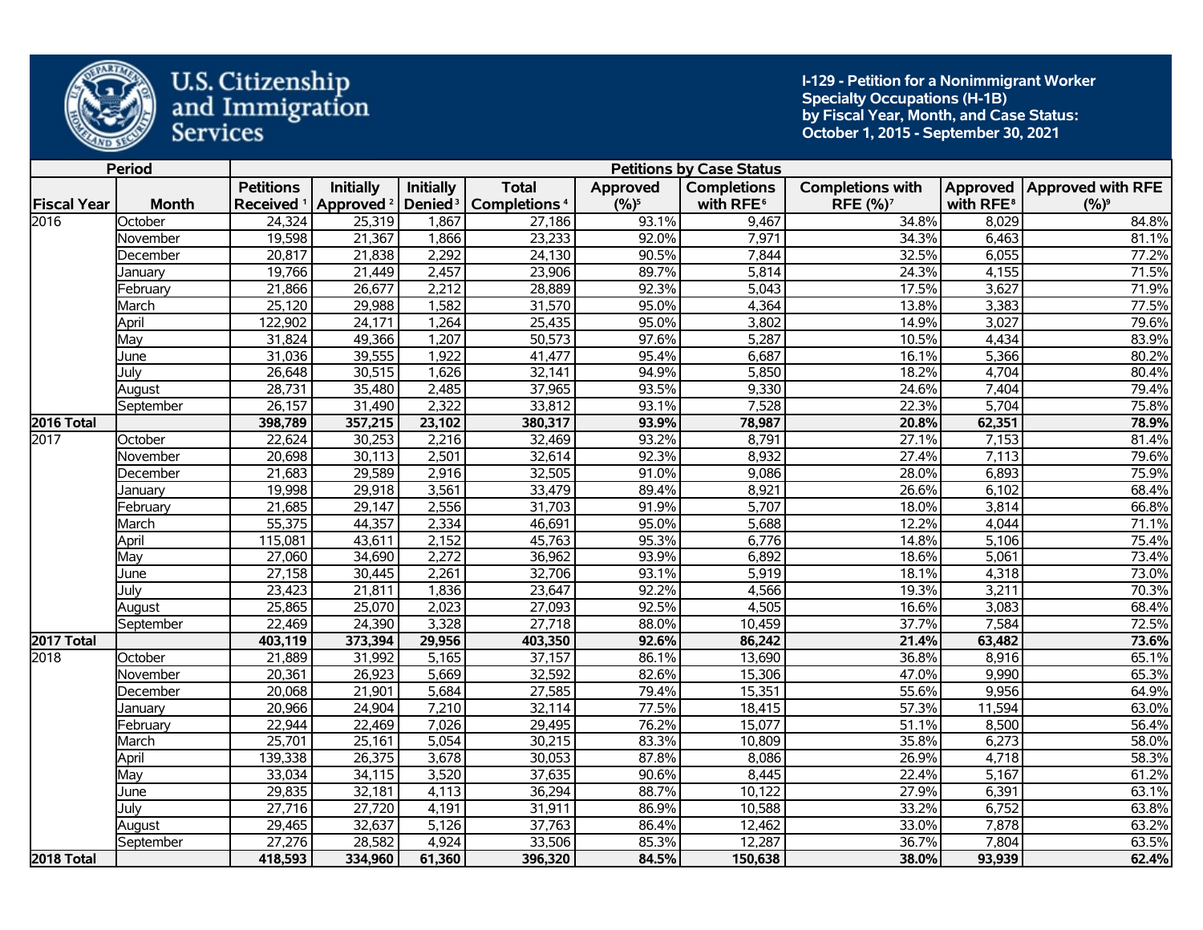U.S. Citizenship and Immigration Services

**I-129 - Petition for a Nonimmigrant Worker Specialty Occupations (H-1B) by Fiscal Year, Month, and Case Status: October 1, 2015 - September 30, 2021**

| Period | | Petitions by Case Status | | | | | | | | |
|---|---|---|---|---|---|---|---|---|---|---|
| Fiscal Year | Month | Petitions Received [1] | Initially Approved [2] | Initially Denied [3] | Total Completions [4] | Approved (%)[5] | Completions with RFE[6] | Completions with RFE (%)[7] | Approved with RFE[8] | Approved with RFE (%)[9] |
| 2016 | October | 24,324 | 25,319 | 1,867 | 27,186 | 93.1% | 9,467 | 34.8% | 8,029 | 84.8% |
| | November | 19,598 | 21,367 | 1,866 | 23,233 | 92.0% | 7,971 | 34.3% | 6,463 | 81.1% |
| | December | 20,817 | 21,838 | 2,292 | 24,130 | 90.5% | 7,844 | 32.5% | 6,055 | 77.2% |
| | January | 19,766 | 21,449 | 2,457 | 23,906 | 89.7% | 5,814 | 24.3% | 4,155 | 71.5% |
| | February | 21,866 | 26,677 | 2,212 | 28,889 | 92.3% | 5,043 | 17.5% | 3,627 | 71.9% |
| | March | 25,120 | 29,988 | 1,582 | 31,570 | 95.0% | 4,364 | 13.8% | 3,383 | 77.5% |
| | April | 122,902 | 24,171 | 1,264 | 25,435 | 95.0% | 3,802 | 14.9% | 3,027 | 79.6% |
| | May | 31,824 | 49,366 | 1,207 | 50,573 | 97.6% | 5,287 | 10.5% | 4,434 | 83.9% |
| | June | 31,036 | 39,555 | 1,922 | 41,477 | 95.4% | 6,687 | 16.1% | 5,366 | 80.2% |
| | July | 26,648 | 30,515 | 1,626 | 32,141 | 94.9% | 5,850 | 18.2% | 4,704 | 80.4% |
| | August | 28,731 | 35,480 | 2,485 | 37,965 | 93.5% | 9,330 | 24.6% | 7,404 | 79.4% |
| | September | 26,157 | 31,490 | 2,322 | 33,812 | 93.1% | 7,528 | 22.3% | 5,704 | 75.8% |
| **2016 Total** | | **398,789** | **357,215** | **23,102** | **380,317** | **93.9%** | **78,987** | **20.8%** | **62,351** | **78.9%** |
| 2017 | October | 22,624 | 30,253 | 2,216 | 32,469 | 93.2% | 8,791 | 27.1% | 7,153 | 81.4% |
| | November | 20,698 | 30,113 | 2,501 | 32,614 | 92.3% | 8,932 | 27.4% | 7,113 | 79.6% |
| | December | 21,683 | 29,589 | 2,916 | 32,505 | 91.0% | 9,086 | 28.0% | 6,893 | 75.9% |
| | January | 19,998 | 29,918 | 3,561 | 33,479 | 89.4% | 8,921 | 26.6% | 6,102 | 68.4% |
| | February | 21,685 | 29,147 | 2,556 | 31,703 | 91.9% | 5,707 | 18.0% | 3,814 | 66.8% |
| | March | 55,375 | 44,357 | 2,334 | 46,691 | 95.0% | 5,688 | 12.2% | 4,044 | 71.1% |
| | April | 115,081 | 43,611 | 2,152 | 45,763 | 95.3% | 6,776 | 14.8% | 5,106 | 75.4% |
| | May | 27,060 | 34,690 | 2,272 | 36,962 | 93.9% | 6,892 | 18.6% | 5,061 | 73.4% |
| | June | 27,158 | 30,445 | 2,261 | 32,706 | 93.1% | 5,919 | 18.1% | 4,318 | 73.0% |
| | July | 23,423 | 21,811 | 1,836 | 23,647 | 92.2% | 4,566 | 19.3% | 3,211 | 70.3% |
| | August | 25,865 | 25,070 | 2,023 | 27,093 | 92.5% | 4,505 | 16.6% | 3,083 | 68.4% |
| | September | 22,469 | 24,390 | 3,328 | 27,718 | 88.0% | 10,459 | 37.7% | 7,584 | 72.5% |
| **2017 Total** | | **403,119** | **373,394** | **29,956** | **403,350** | **92.6%** | **86,242** | **21.4%** | **63,482** | **73.6%** |
| 2018 | October | 21,889 | 31,992 | 5,165 | 37,157 | 86.1% | 13,690 | 36.8% | 8,916 | 65.1% |
| | November | 20,361 | 26,923 | 5,669 | 32,592 | 82.6% | 15,306 | 47.0% | 9,990 | 65.3% |
| | December | 20,068 | 21,901 | 5,684 | 27,585 | 79.4% | 15,351 | 55.6% | 9,956 | 64.9% |
| | January | 20,966 | 24,904 | 7,210 | 32,114 | 77.5% | 18,415 | 57.3% | 11,594 | 63.0% |
| | February | 22,944 | 22,469 | 7,026 | 29,495 | 76.2% | 15,077 | 51.1% | 8,500 | 56.4% |
| | March | 25,701 | 25,161 | 5,054 | 30,215 | 83.3% | 10,809 | 35.8% | 6,273 | 58.0% |
| | April | 139,338 | 26,375 | 3,678 | 30,053 | 87.8% | 8,086 | 26.9% | 4,718 | 58.3% |
| | May | 33,034 | 34,115 | 3,520 | 37,635 | 90.6% | 8,445 | 22.4% | 5,167 | 61.2% |
| | June | 29,835 | 32,181 | 4,113 | 36,294 | 88.7% | 10,122 | 27.9% | 6,391 | 63.1% |
| | July | 27,716 | 27,720 | 4,191 | 31,911 | 86.9% | 10,588 | 33.2% | 6,752 | 63.8% |
| | August | 29,465 | 32,637 | 5,126 | 37,763 | 86.4% | 12,462 | 33.0% | 7,878 | 63.2% |
| | September | 27,276 | 28,582 | 4,924 | 33,506 | 85.3% | 12,287 | 36.7% | 7,804 | 63.5% |
| **2018 Total** | | **418,593** | **334,960** | **61,360** | **396,320** | **84.5%** | **150,638** | **38.0%** | **93,939** | **62.4%** |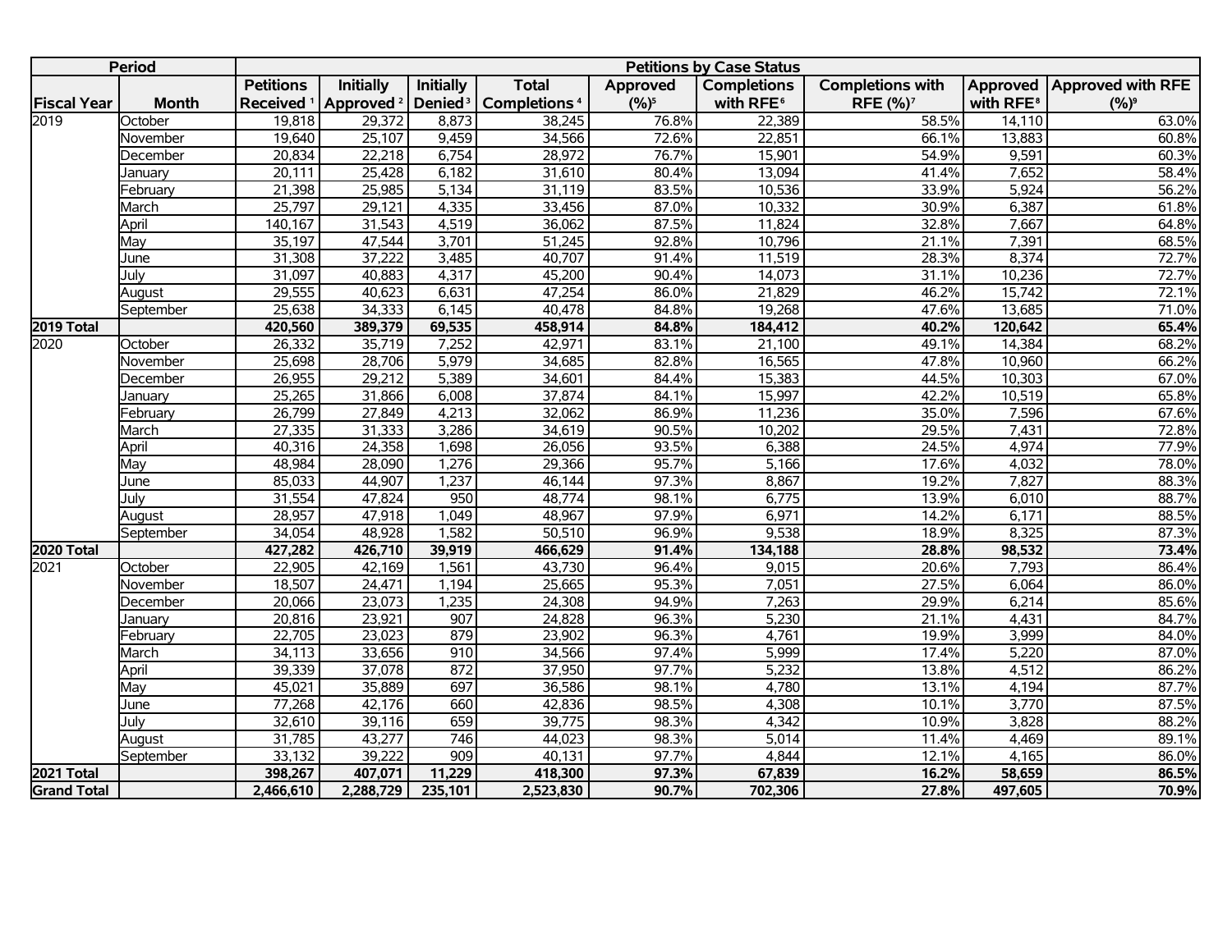| Period | | Petitions by Case Status | | | | | | | | |
|---|---|---|---|---|---|---|---|---|---|---|
| Fiscal Year | Month | Petitions Received [1] | Initially Approved [2] | Initially Denied [3] | Total Completions [4] | Approved (%)[5] | Completions with RFE [6] | Completions with RFE (%)[7] | Approved with RFE [8] | Approved with RFE (%)[9] |
| 2019 | October | 19,818 | 29,372 | 8,873 | 38,245 | 76.8% | 22,389 | 58.5% | 14,110 | 63.0% |
| | November | 19,640 | 25,107 | 9,459 | 34,566 | 72.6% | 22,851 | 66.1% | 13,883 | 60.8% |
| | December | 20,834 | 22,218 | 6,754 | 28,972 | 76.7% | 15,901 | 54.9% | 9,591 | 60.3% |
| | January | 20,111 | 25,428 | 6,182 | 31,610 | 80.4% | 13,094 | 41.4% | 7,652 | 58.4% |
| | February | 21,398 | 25,985 | 5,134 | 31,119 | 83.5% | 10,536 | 33.9% | 5,924 | 56.2% |
| | March | 25,797 | 29,121 | 4,335 | 33,456 | 87.0% | 10,332 | 30.9% | 6,387 | 61.8% |
| | April | 140,167 | 31,543 | 4,519 | 36,062 | 87.5% | 11,824 | 32.8% | 7,667 | 64.8% |
| | May | 35,197 | 47,544 | 3,701 | 51,245 | 92.8% | 10,796 | 21.1% | 7,391 | 68.5% |
| | June | 31,308 | 37,222 | 3,485 | 40,707 | 91.4% | 11,519 | 28.3% | 8,374 | 72.7% |
| | July | 31,097 | 40,883 | 4,317 | 45,200 | 90.4% | 14,073 | 31.1% | 10,236 | 72.7% |
| | August | 29,555 | 40,623 | 6,631 | 47,254 | 86.0% | 21,829 | 46.2% | 15,742 | 72.1% |
| | September | 25,638 | 34,333 | 6,145 | 40,478 | 84.8% | 19,268 | 47.6% | 13,685 | 71.0% |
| **2019 Total** | | **420,560** | **389,379** | **69,535** | **458,914** | **84.8%** | **184,412** | **40.2%** | **120,642** | **65.4%** |
| 2020 | October | 26,332 | 35,719 | 7,252 | 42,971 | 83.1% | 21,100 | 49.1% | 14,384 | 68.2% |
| | November | 25,698 | 28,706 | 5,979 | 34,685 | 82.8% | 16,565 | 47.8% | 10,960 | 66.2% |
| | December | 26,955 | 29,212 | 5,389 | 34,601 | 84.4% | 15,383 | 44.5% | 10,303 | 67.0% |
| | January | 25,265 | 31,866 | 6,008 | 37,874 | 84.1% | 15,997 | 42.2% | 10,519 | 65.8% |
| | February | 26,799 | 27,849 | 4,213 | 32,062 | 86.9% | 11,236 | 35.0% | 7,596 | 67.6% |
| | March | 27,335 | 31,333 | 3,286 | 34,619 | 90.5% | 10,202 | 29.5% | 7,431 | 72.8% |
| | April | 40,316 | 24,358 | 1,698 | 26,056 | 93.5% | 6,388 | 24.5% | 4,974 | 77.9% |
| | May | 48,984 | 28,090 | 1,276 | 29,366 | 95.7% | 5,166 | 17.6% | 4,032 | 78.0% |
| | June | 85,033 | 44,907 | 1,237 | 46,144 | 97.3% | 8,867 | 19.2% | 7,827 | 88.3% |
| | July | 31,554 | 47,824 | 950 | 48,774 | 98.1% | 6,775 | 13.9% | 6,010 | 88.7% |
| | August | 28,957 | 47,918 | 1,049 | 48,967 | 97.9% | 6,971 | 14.2% | 6,171 | 88.5% |
| | September | 34,054 | 48,928 | 1,582 | 50,510 | 96.9% | 9,538 | 18.9% | 8,325 | 87.3% |
| **2020 Total** | | **427,282** | **426,710** | **39,919** | **466,629** | **91.4%** | **134,188** | **28.8%** | **98,532** | **73.4%** |
| 2021 | October | 22,905 | 42,169 | 1,561 | 43,730 | 96.4% | 9,015 | 20.6% | 7,793 | 86.4% |
| | November | 18,507 | 24,471 | 1,194 | 25,665 | 95.3% | 7,051 | 27.5% | 6,064 | 86.0% |
| | December | 20,066 | 23,073 | 1,235 | 24,308 | 94.9% | 7,263 | 29.9% | 6,214 | 85.6% |
| | January | 20,816 | 23,921 | 907 | 24,828 | 96.3% | 5,230 | 21.1% | 4,431 | 84.7% |
| | February | 22,705 | 23,023 | 879 | 23,902 | 96.3% | 4,761 | 19.9% | 3,999 | 84.0% |
| | March | 34,113 | 33,656 | 910 | 34,566 | 97.4% | 5,999 | 17.4% | 5,220 | 87.0% |
| | April | 39,339 | 37,078 | 872 | 37,950 | 97.7% | 5,232 | 13.8% | 4,512 | 86.2% |
| | May | 45,021 | 35,889 | 697 | 36,586 | 98.1% | 4,780 | 13.1% | 4,194 | 87.7% |
| | June | 77,268 | 42,176 | 660 | 42,836 | 98.5% | 4,308 | 10.1% | 3,770 | 87.5% |
| | July | 32,610 | 39,116 | 659 | 39,775 | 98.3% | 4,342 | 10.9% | 3,828 | 88.2% |
| | August | 31,785 | 43,277 | 746 | 44,023 | 98.3% | 5,014 | 11.4% | 4,469 | 89.1% |
| | September | 33,132 | 39,222 | 909 | 40,131 | 97.7% | 4,844 | 12.1% | 4,165 | 86.0% |
| **2021 Total** | | **398,267** | **407,071** | **11,229** | **418,300** | **97.3%** | **67,839** | **16.2%** | **58,659** | **86.5%** |
| **Grand Total** | | **2,466,610** | **2,288,729** | **235,101** | **2,523,830** | **90.7%** | **702,306** | **27.8%** | **497,605** | **70.9%** |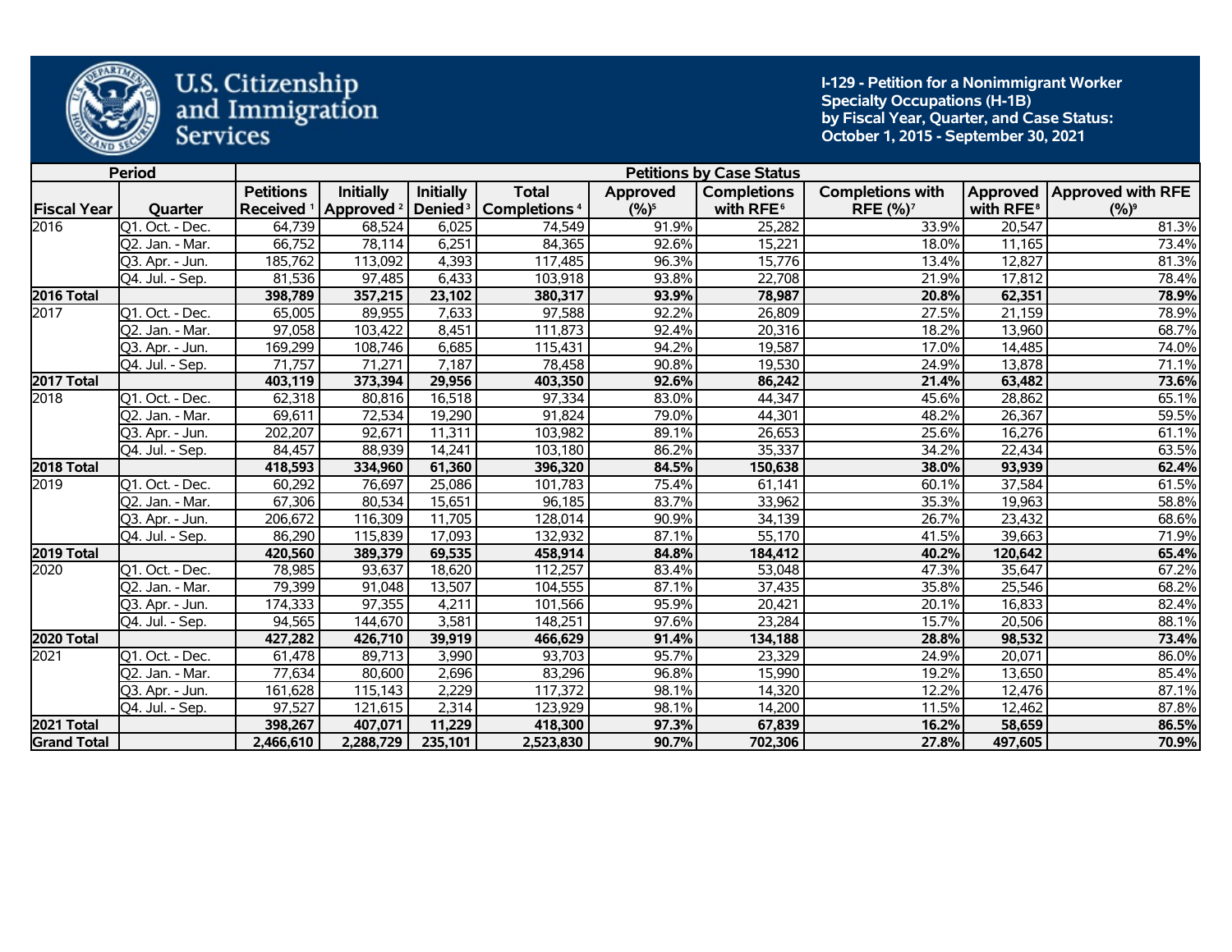U.S. Citizenship and Immigration Services

**I-129 - Petition for a Nonimmigrant Worker Specialty Occupations (H-1B) by Fiscal Year, Quarter, and Case Status: October 1, 2015 - September 30, 2021**

| Period | | Petitions by Case Status | | | | | | | | |
|---|---|---|---|---|---|---|---|---|---|---|
| Fiscal Year | Quarter | Petitions Received [1] | Initially Approved [2] | Initially Denied [3] | Total Completions [4] | Approved (%)[5] | Completions with RFE[6] | Completions with RFE (%)[7] | Approved with RFE[8] | Approved with RFE (%)[9] |
| 2016 | Q1. Oct. - Dec. | 64,739 | 68,524 | 6,025 | 74,549 | 91.9% | 25,282 | 33.9% | 20,547 | 81.3% |
| | Q2. Jan. - Mar. | 66,752 | 78,114 | 6,251 | 84,365 | 92.6% | 15,221 | 18.0% | 11,165 | 73.4% |
| | Q3. Apr. - Jun. | 185,762 | 113,092 | 4,393 | 117,485 | 96.3% | 15,776 | 13.4% | 12,827 | 81.3% |
| | Q4. Jul. - Sep. | 81,536 | 97,485 | 6,433 | 103,918 | 93.8% | 22,708 | 21.9% | 17,812 | 78.4% |
| **2016 Total** | | **398,789** | **357,215** | **23,102** | **380,317** | **93.9%** | **78,987** | **20.8%** | **62,351** | **78.9%** |
| 2017 | Q1. Oct. - Dec. | 65,005 | 89,955 | 7,633 | 97,588 | 92.2% | 26,809 | 27.5% | 21,159 | 78.9% |
| | Q2. Jan. - Mar. | 97,058 | 103,422 | 8,451 | 111,873 | 92.4% | 20,316 | 18.2% | 13,960 | 68.7% |
| | Q3. Apr. - Jun. | 169,299 | 108,746 | 6,685 | 115,431 | 94.2% | 19,587 | 17.0% | 14,485 | 74.0% |
| | Q4. Jul. - Sep. | 71,757 | 71,271 | 7,187 | 78,458 | 90.8% | 19,530 | 24.9% | 13,878 | 71.1% |
| **2017 Total** | | **403,119** | **373,394** | **29,956** | **403,350** | **92.6%** | **86,242** | **21.4%** | **63,482** | **73.6%** |
| 2018 | Q1. Oct. - Dec. | 62,318 | 80,816 | 16,518 | 97,334 | 83.0% | 44,347 | 45.6% | 28,862 | 65.1% |
| | Q2. Jan. - Mar. | 69,611 | 72,534 | 19,290 | 91,824 | 79.0% | 44,301 | 48.2% | 26,367 | 59.5% |
| | Q3. Apr. - Jun. | 202,207 | 92,671 | 11,311 | 103,982 | 89.1% | 26,653 | 25.6% | 16,276 | 61.1% |
| | Q4. Jul. - Sep. | 84,457 | 88,939 | 14,241 | 103,180 | 86.2% | 35,337 | 34.2% | 22,434 | 63.5% |
| **2018 Total** | | **418,593** | **334,960** | **61,360** | **396,320** | **84.5%** | **150,638** | **38.0%** | **93,939** | **62.4%** |
| 2019 | Q1. Oct. - Dec. | 60,292 | 76,697 | 25,086 | 101,783 | 75.4% | 61,141 | 60.1% | 37,584 | 61.5% |
| | Q2. Jan. - Mar. | 67,306 | 80,534 | 15,651 | 96,185 | 83.7% | 33,962 | 35.3% | 19,963 | 58.8% |
| | Q3. Apr. - Jun. | 206,672 | 116,309 | 11,705 | 128,014 | 90.9% | 34,139 | 26.7% | 23,432 | 68.6% |
| | Q4. Jul. - Sep. | 86,290 | 115,839 | 17,093 | 132,932 | 87.1% | 55,170 | 41.5% | 39,663 | 71.9% |
| **2019 Total** | | **420,560** | **389,379** | **69,535** | **458,914** | **84.8%** | **184,412** | **40.2%** | **120,642** | **65.4%** |
| 2020 | Q1. Oct. - Dec. | 78,985 | 93,637 | 18,620 | 112,257 | 83.4% | 53,048 | 47.3% | 35,647 | 67.2% |
| | Q2. Jan. - Mar. | 79,399 | 91,048 | 13,507 | 104,555 | 87.1% | 37,435 | 35.8% | 25,546 | 68.2% |
| | Q3. Apr. - Jun. | 174,333 | 97,355 | 4,211 | 101,566 | 95.9% | 20,421 | 20.1% | 16,833 | 82.4% |
| | Q4. Jul. - Sep. | 94,565 | 144,670 | 3,581 | 148,251 | 97.6% | 23,284 | 15.7% | 20,506 | 88.1% |
| **2020 Total** | | **427,282** | **426,710** | **39,919** | **466,629** | **91.4%** | **134,188** | **28.8%** | **98,532** | **73.4%** |
| 2021 | Q1. Oct. - Dec. | 61,478 | 89,713 | 3,990 | 93,703 | 95.7% | 23,329 | 24.9% | 20,071 | 86.0% |
| | Q2. Jan. - Mar. | 77,634 | 80,600 | 2,696 | 83,296 | 96.8% | 15,990 | 19.2% | 13,650 | 85.4% |
| | Q3. Apr. - Jun. | 161,628 | 115,143 | 2,229 | 117,372 | 98.1% | 14,320 | 12.2% | 12,476 | 87.1% |
| | Q4. Jul. - Sep. | 97,527 | 121,615 | 2,314 | 123,929 | 98.1% | 14,200 | 11.5% | 12,462 | 87.8% |
| **2021 Total** | | **398,267** | **407,071** | **11,229** | **418,300** | **97.3%** | **67,839** | **16.2%** | **58,659** | **86.5%** |
| **Grand Total** | | **2,466,610** | **2,288,729** | **235,101** | **2,523,830** | **90.7%** | **702,306** | **27.8%** | **497,605** | **70.9%** |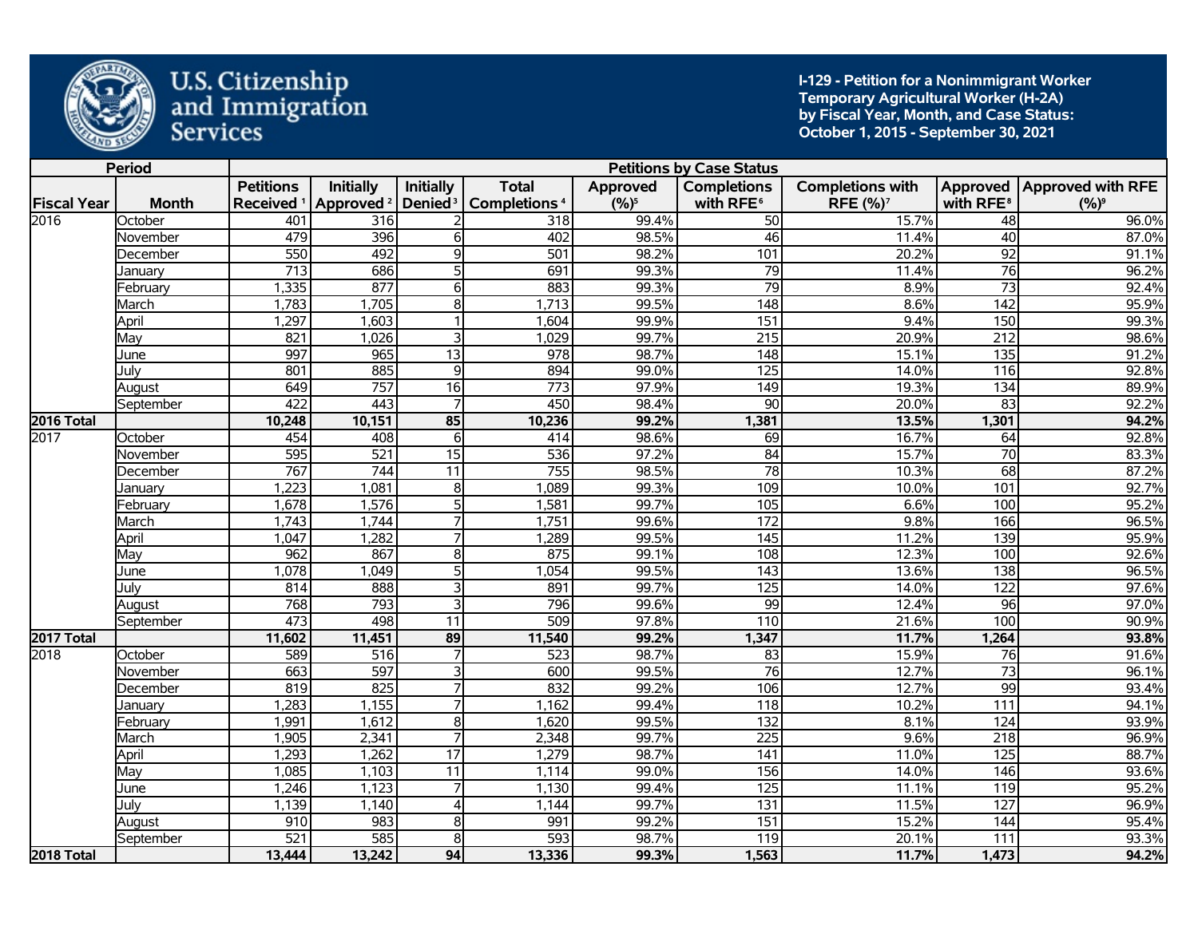U.S. Citizenship and Immigration Services

**I-129 - Petition for a Nonimmigrant Worker Temporary Agricultural Worker (H-2A) by Fiscal Year, Month, and Case Status: October 1, 2015 - September 30, 2021**

| Period | | Petitions by Case Status | | | | | | | | |
|---|---|---|---|---|---|---|---|---|---|---|
| Fiscal Year | Month | Petitions Received [1] | Initially Approved [2] | Initially Denied [3] | Total Completions [4] | Approved (%)[5] | Completions with RFE[6] | Completions with RFE (%)[7] | Approved with RFE[8] | Approved with RFE (%)[9] |
| 2016 | October | 401 | 316 | 2 | 318 | 99.4% | 50 | 15.7% | 48 | 96.0% |
| | November | 479 | 396 | 6 | 402 | 98.5% | 46 | 11.4% | 40 | 87.0% |
| | December | 550 | 492 | 9 | 501 | 98.2% | 101 | 20.2% | 92 | 91.1% |
| | January | 713 | 686 | 5 | 691 | 99.3% | 79 | 11.4% | 76 | 96.2% |
| | February | 1,335 | 877 | 6 | 883 | 99.3% | 79 | 8.9% | 73 | 92.4% |
| | March | 1,783 | 1,705 | 8 | 1,713 | 99.5% | 148 | 8.6% | 142 | 95.9% |
| | April | 1,297 | 1,603 | 1 | 1,604 | 99.9% | 151 | 9.4% | 150 | 99.3% |
| | May | 821 | 1,026 | 3 | 1,029 | 99.7% | 215 | 20.9% | 212 | 98.6% |
| | June | 997 | 965 | 13 | 978 | 98.7% | 148 | 15.1% | 135 | 91.2% |
| | July | 801 | 885 | 9 | 894 | 99.0% | 125 | 14.0% | 116 | 92.8% |
| | August | 649 | 757 | 16 | 773 | 97.9% | 149 | 19.3% | 134 | 89.9% |
| | September | 422 | 443 | 7 | 450 | 98.4% | 90 | 20.0% | 83 | 92.2% |
| **2016 Total** | | **10,248** | **10,151** | **85** | **10,236** | **99.2%** | **1,381** | **13.5%** | **1,301** | **94.2%** |
| 2017 | October | 454 | 408 | 6 | 414 | 98.6% | 69 | 16.7% | 64 | 92.8% |
| | November | 595 | 521 | 15 | 536 | 97.2% | 84 | 15.7% | 70 | 83.3% |
| | December | 767 | 744 | 11 | 755 | 98.5% | 78 | 10.3% | 68 | 87.2% |
| | January | 1,223 | 1,081 | 8 | 1,089 | 99.3% | 109 | 10.0% | 101 | 92.7% |
| | February | 1,678 | 1,576 | 5 | 1,581 | 99.7% | 105 | 6.6% | 100 | 95.2% |
| | March | 1,743 | 1,744 | 7 | 1,751 | 99.6% | 172 | 9.8% | 166 | 96.5% |
| | April | 1,047 | 1,282 | 7 | 1,289 | 99.5% | 145 | 11.2% | 139 | 95.9% |
| | May | 962 | 867 | 8 | 875 | 99.1% | 108 | 12.3% | 100 | 92.6% |
| | June | 1,078 | 1,049 | 5 | 1,054 | 99.5% | 143 | 13.6% | 138 | 96.5% |
| | July | 814 | 888 | 3 | 891 | 99.7% | 125 | 14.0% | 122 | 97.6% |
| | August | 768 | 793 | 3 | 796 | 99.6% | 99 | 12.4% | 96 | 97.0% |
| | September | 473 | 498 | 11 | 509 | 97.8% | 110 | 21.6% | 100 | 90.9% |
| **2017 Total** | | **11,602** | **11,451** | **89** | **11,540** | **99.2%** | **1,347** | **11.7%** | **1,264** | **93.8%** |
| 2018 | October | 589 | 516 | 7 | 523 | 98.7% | 83 | 15.9% | 76 | 91.6% |
| | November | 663 | 597 | 3 | 600 | 99.5% | 76 | 12.7% | 73 | 96.1% |
| | December | 819 | 825 | 7 | 832 | 99.2% | 106 | 12.7% | 99 | 93.4% |
| | January | 1,283 | 1,155 | 7 | 1,162 | 99.4% | 118 | 10.2% | 111 | 94.1% |
| | February | 1,991 | 1,612 | 8 | 1,620 | 99.5% | 132 | 8.1% | 124 | 93.9% |
| | March | 1,905 | 2,341 | 7 | 2,348 | 99.7% | 225 | 9.6% | 218 | 96.9% |
| | April | 1,293 | 1,262 | 17 | 1,279 | 98.7% | 141 | 11.0% | 125 | 88.7% |
| | May | 1,085 | 1,103 | 11 | 1,114 | 99.0% | 156 | 14.0% | 146 | 93.6% |
| | June | 1,246 | 1,123 | 7 | 1,130 | 99.4% | 125 | 11.1% | 119 | 95.2% |
| | July | 1,139 | 1,140 | 4 | 1,144 | 99.7% | 131 | 11.5% | 127 | 96.9% |
| | August | 910 | 983 | 8 | 991 | 99.2% | 151 | 15.2% | 144 | 95.4% |
| | September | 521 | 585 | 8 | 593 | 98.7% | 119 | 20.1% | 111 | 93.3% |
| **2018 Total** | | **13,444** | **13,242** | **94** | **13,336** | **99.3%** | **1,563** | **11.7%** | **1,473** | **94.2%** |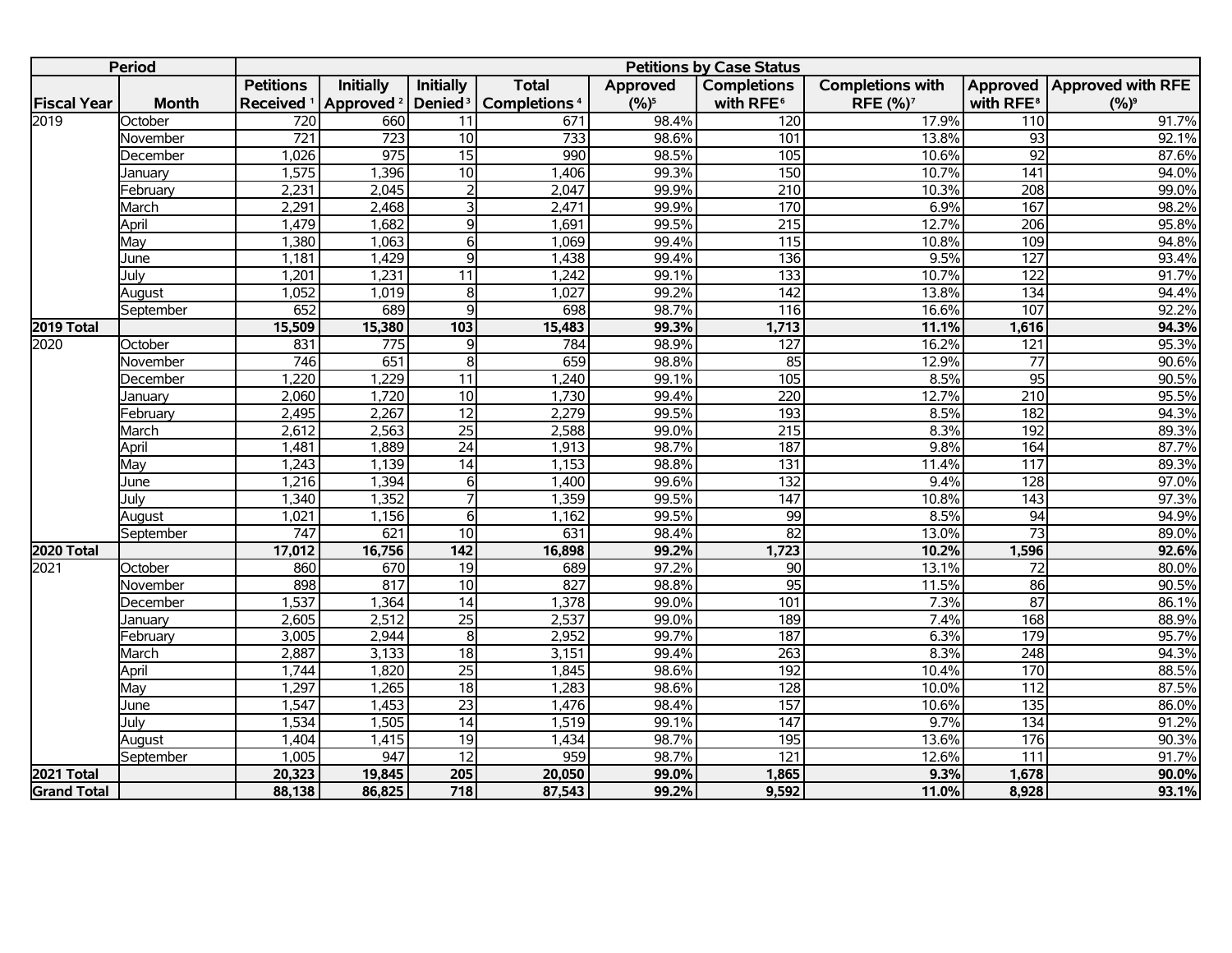| Period | | Petitions by Case Status | | | | | | | | |
|---|---|---|---|---|---|---|---|---|---|---|
| Fiscal Year | Month | Petitions Received [1] | Initially Approved [2] | Initially Denied [3] | Total Completions [4] | Approved (%)[5] | Completions with RFE[6] | Completions with RFE (%)[7] | Approved with RFE[8] | Approved with RFE (%)[9] |
| 2019 | October | 720 | 660 | 11 | 671 | 98.4% | 120 | 17.9% | 110 | 91.7% |
| | November | 721 | 723 | 10 | 733 | 98.6% | 101 | 13.8% | 93 | 92.1% |
| | December | 1,026 | 975 | 15 | 990 | 98.5% | 105 | 10.6% | 92 | 87.6% |
| | January | 1,575 | 1,396 | 10 | 1,406 | 99.3% | 150 | 10.7% | 141 | 94.0% |
| | February | 2,231 | 2,045 | 2 | 2,047 | 99.9% | 210 | 10.3% | 208 | 99.0% |
| | March | 2,291 | 2,468 | 3 | 2,471 | 99.9% | 170 | 6.9% | 167 | 98.2% |
| | April | 1,479 | 1,682 | 9 | 1,691 | 99.5% | 215 | 12.7% | 206 | 95.8% |
| | May | 1,380 | 1,063 | 6 | 1,069 | 99.4% | 115 | 10.8% | 109 | 94.8% |
| | June | 1,181 | 1,429 | 9 | 1,438 | 99.4% | 136 | 9.5% | 127 | 93.4% |
| | July | 1,201 | 1,231 | 11 | 1,242 | 99.1% | 133 | 10.7% | 122 | 91.7% |
| | August | 1,052 | 1,019 | 8 | 1,027 | 99.2% | 142 | 13.8% | 134 | 94.4% |
| | September | 652 | 689 | 9 | 698 | 98.7% | 116 | 16.6% | 107 | 92.2% |
| **2019 Total** | | **15,509** | **15,380** | **103** | **15,483** | **99.3%** | **1,713** | **11.1%** | **1,616** | **94.3%** |
| 2020 | October | 831 | 775 | 9 | 784 | 98.9% | 127 | 16.2% | 121 | 95.3% |
| | November | 746 | 651 | 8 | 659 | 98.8% | 85 | 12.9% | 77 | 90.6% |
| | December | 1,220 | 1,229 | 11 | 1,240 | 99.1% | 105 | 8.5% | 95 | 90.5% |
| | January | 2,060 | 1,720 | 10 | 1,730 | 99.4% | 220 | 12.7% | 210 | 95.5% |
| | February | 2,495 | 2,267 | 12 | 2,279 | 99.5% | 193 | 8.5% | 182 | 94.3% |
| | March | 2,612 | 2,563 | 25 | 2,588 | 99.0% | 215 | 8.3% | 192 | 89.3% |
| | April | 1,481 | 1,889 | 24 | 1,913 | 98.7% | 187 | 9.8% | 164 | 87.7% |
| | May | 1,243 | 1,139 | 14 | 1,153 | 98.8% | 131 | 11.4% | 117 | 89.3% |
| | June | 1,216 | 1,394 | 6 | 1,400 | 99.6% | 132 | 9.4% | 128 | 97.0% |
| | July | 1,340 | 1,352 | 7 | 1,359 | 99.5% | 147 | 10.8% | 143 | 97.3% |
| | August | 1,021 | 1,156 | 6 | 1,162 | 99.5% | 99 | 8.5% | 94 | 94.9% |
| | September | 747 | 621 | 10 | 631 | 98.4% | 82 | 13.0% | 73 | 89.0% |
| **2020 Total** | | **17,012** | **16,756** | **142** | **16,898** | **99.2%** | **1,723** | **10.2%** | **1,596** | **92.6%** |
| 2021 | October | 860 | 670 | 19 | 689 | 97.2% | 90 | 13.1% | 72 | 80.0% |
| | November | 898 | 817 | 10 | 827 | 98.8% | 95 | 11.5% | 86 | 90.5% |
| | December | 1,537 | 1,364 | 14 | 1,378 | 99.0% | 101 | 7.3% | 87 | 86.1% |
| | January | 2,605 | 2,512 | 25 | 2,537 | 99.0% | 189 | 7.4% | 168 | 88.9% |
| | February | 3,005 | 2,944 | 8 | 2,952 | 99.7% | 187 | 6.3% | 179 | 95.7% |
| | March | 2,887 | 3,133 | 18 | 3,151 | 99.4% | 263 | 8.3% | 248 | 94.3% |
| | April | 1,744 | 1,820 | 25 | 1,845 | 98.6% | 192 | 10.4% | 170 | 88.5% |
| | May | 1,297 | 1,265 | 18 | 1,283 | 98.6% | 128 | 10.0% | 112 | 87.5% |
| | June | 1,547 | 1,453 | 23 | 1,476 | 98.4% | 157 | 10.6% | 135 | 86.0% |
| | July | 1,534 | 1,505 | 14 | 1,519 | 99.1% | 147 | 9.7% | 134 | 91.2% |
| | August | 1,404 | 1,415 | 19 | 1,434 | 98.7% | 195 | 13.6% | 176 | 90.3% |
| | September | 1,005 | 947 | 12 | 959 | 98.7% | 121 | 12.6% | 111 | 91.7% |
| **2021 Total** | | **20,323** | **19,845** | **205** | **20,050** | **99.0%** | **1,865** | **9.3%** | **1,678** | **90.0%** |
| **Grand Total** | | **88,138** | **86,825** | **718** | **87,543** | **99.2%** | **9,592** | **11.0%** | **8,928** | **93.1%** |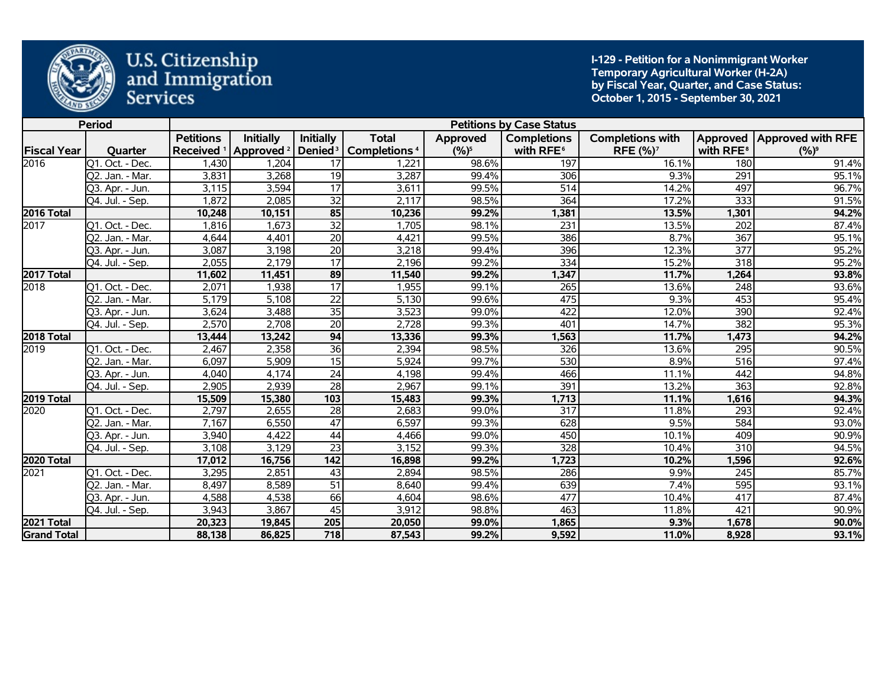# U.S. Citizenship and Immigration Services

**I-129 - Petition for a Nonimmigrant Worker**
**Temporary Agricultural Worker (H-2A)**
**by Fiscal Year, Quarter, and Case Status:**
**October 1, 2015 - September 30, 2021**

| Period | | Petitions by Case Status | | | | | | | | |
|---|---|---|---|---|---|---|---|---|---|---|
| Fiscal Year | Quarter | Petitions Received [1] | Initially Approved [2] | Initially Denied [3] | Total Completions [4] | Approved (%) [5] | Completions with RFE [6] | Completions with RFE (%) [7] | Approved with RFE [8] | Approved with RFE (%) [9] |
| 2016 | Q1. Oct. - Dec. | 1,430 | 1,204 | 17 | 1,221 | 98.6% | 197 | 16.1% | 180 | 91.4% |
| | Q2. Jan. - Mar. | 3,831 | 3,268 | 19 | 3,287 | 99.4% | 306 | 9.3% | 291 | 95.1% |
| | Q3. Apr. - Jun. | 3,115 | 3,594 | 17 | 3,611 | 99.5% | 514 | 14.2% | 497 | 96.7% |
| | Q4. Jul. - Sep. | 1,872 | 2,085 | 32 | 2,117 | 98.5% | 364 | 17.2% | 333 | 91.5% |
| **2016 Total** | | **10,248** | **10,151** | **85** | **10,236** | **99.2%** | **1,381** | **13.5%** | **1,301** | **94.2%** |
| 2017 | Q1. Oct. - Dec. | 1,816 | 1,673 | 32 | 1,705 | 98.1% | 231 | 13.5% | 202 | 87.4% |
| | Q2. Jan. - Mar. | 4,644 | 4,401 | 20 | 4,421 | 99.5% | 386 | 8.7% | 367 | 95.1% |
| | Q3. Apr. - Jun. | 3,087 | 3,198 | 20 | 3,218 | 99.4% | 396 | 12.3% | 377 | 95.2% |
| | Q4. Jul. - Sep. | 2,055 | 2,179 | 17 | 2,196 | 99.2% | 334 | 15.2% | 318 | 95.2% |
| **2017 Total** | | **11,602** | **11,451** | **89** | **11,540** | **99.2%** | **1,347** | **11.7%** | **1,264** | **93.8%** |
| 2018 | Q1. Oct. - Dec. | 2,071 | 1,938 | 17 | 1,955 | 99.1% | 265 | 13.6% | 248 | 93.6% |
| | Q2. Jan. - Mar. | 5,179 | 5,108 | 22 | 5,130 | 99.6% | 475 | 9.3% | 453 | 95.4% |
| | Q3. Apr. - Jun. | 3,624 | 3,488 | 35 | 3,523 | 99.0% | 422 | 12.0% | 390 | 92.4% |
| | Q4. Jul. - Sep. | 2,570 | 2,708 | 20 | 2,728 | 99.3% | 401 | 14.7% | 382 | 95.3% |
| **2018 Total** | | **13,444** | **13,242** | **94** | **13,336** | **99.3%** | **1,563** | **11.7%** | **1,473** | **94.2%** |
| 2019 | Q1. Oct. - Dec. | 2,467 | 2,358 | 36 | 2,394 | 98.5% | 326 | 13.6% | 295 | 90.5% |
| | Q2. Jan. - Mar. | 6,097 | 5,909 | 15 | 5,924 | 99.7% | 530 | 8.9% | 516 | 97.4% |
| | Q3. Apr. - Jun. | 4,040 | 4,174 | 24 | 4,198 | 99.4% | 466 | 11.1% | 442 | 94.8% |
| | Q4. Jul. - Sep. | 2,905 | 2,939 | 28 | 2,967 | 99.1% | 391 | 13.2% | 363 | 92.8% |
| **2019 Total** | | **15,509** | **15,380** | **103** | **15,483** | **99.3%** | **1,713** | **11.1%** | **1,616** | **94.3%** |
| 2020 | Q1. Oct. - Dec. | 2,797 | 2,655 | 28 | 2,683 | 99.0% | 317 | 11.8% | 293 | 92.4% |
| | Q2. Jan. - Mar. | 7,167 | 6,550 | 47 | 6,597 | 99.3% | 628 | 9.5% | 584 | 93.0% |
| | Q3. Apr. - Jun. | 3,940 | 4,422 | 44 | 4,466 | 99.0% | 450 | 10.1% | 409 | 90.9% |
| | Q4. Jul. - Sep. | 3,108 | 3,129 | 23 | 3,152 | 99.3% | 328 | 10.4% | 310 | 94.5% |
| **2020 Total** | | **17,012** | **16,756** | **142** | **16,898** | **99.2%** | **1,723** | **10.2%** | **1,596** | **92.6%** |
| 2021 | Q1. Oct. - Dec. | 3,295 | 2,851 | 43 | 2,894 | 98.5% | 286 | 9.9% | 245 | 85.7% |
| | Q2. Jan. - Mar. | 8,497 | 8,589 | 51 | 8,640 | 99.4% | 639 | 7.4% | 595 | 93.1% |
| | Q3. Apr. - Jun. | 4,588 | 4,538 | 66 | 4,604 | 98.6% | 477 | 10.4% | 417 | 87.4% |
| | Q4. Jul. - Sep. | 3,943 | 3,867 | 45 | 3,912 | 98.8% | 463 | 11.8% | 421 | 90.9% |
| **2021 Total** | | **20,323** | **19,845** | **205** | **20,050** | **99.0%** | **1,865** | **9.3%** | **1,678** | **90.0%** |
| **Grand Total** | | **88,138** | **86,825** | **718** | **87,543** | **99.2%** | **9,592** | **11.0%** | **8,928** | **93.1%** |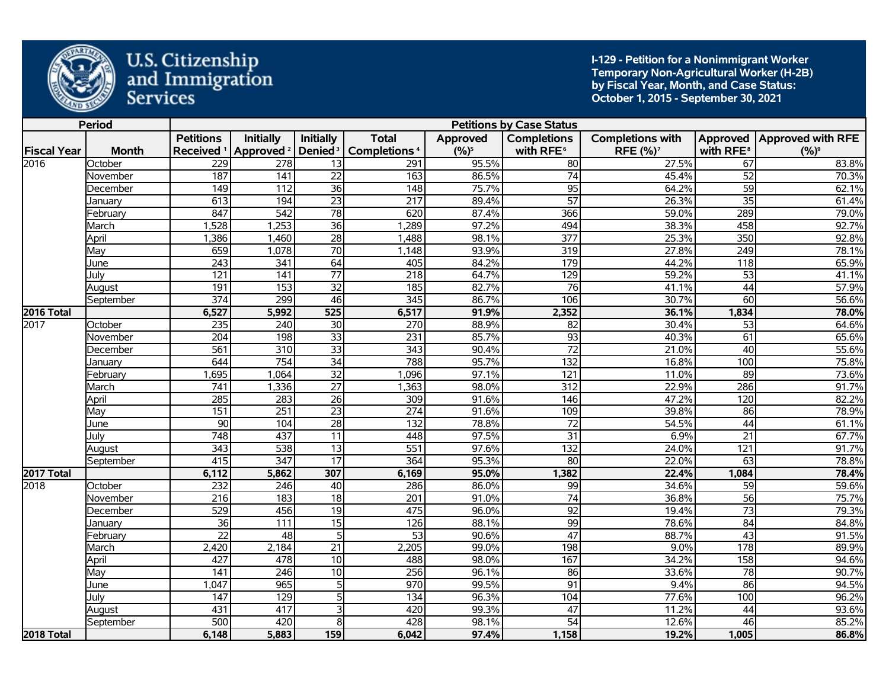U.S. Citizenship and Immigration Services

**I-129 - Petition for a Nonimmigrant Worker**
**Temporary Non-Agricultural Worker (H-2B)**
**by Fiscal Year, Month, and Case Status:**
**October 1, 2015 - September 30, 2021**

| Period | | Petitions by Case Status | | | | | | | | |
|---|---|---|---|---|---|---|---|---|---|---|
| Fiscal Year | Month | Petitions Received [1] | Initially Approved [2] | Initially Denied [3] | Total Completions [4] | Approved (%)[5] | Completions with RFE[6] | Completions with RFE (%)[7] | Approved with RFE[8] | Approved with RFE (%)[9] |
| 2016 | October | 229 | 278 | 13 | 291 | 95.5% | 80 | 27.5% | 67 | 83.8% |
| | November | 187 | 141 | 22 | 163 | 86.5% | 74 | 45.4% | 52 | 70.3% |
| | December | 149 | 112 | 36 | 148 | 75.7% | 95 | 64.2% | 59 | 62.1% |
| | January | 613 | 194 | 23 | 217 | 89.4% | 57 | 26.3% | 35 | 61.4% |
| | February | 847 | 542 | 78 | 620 | 87.4% | 366 | 59.0% | 289 | 79.0% |
| | March | 1,528 | 1,253 | 36 | 1,289 | 97.2% | 494 | 38.3% | 458 | 92.7% |
| | April | 1,386 | 1,460 | 28 | 1,488 | 98.1% | 377 | 25.3% | 350 | 92.8% |
| | May | 659 | 1,078 | 70 | 1,148 | 93.9% | 319 | 27.8% | 249 | 78.1% |
| | June | 243 | 341 | 64 | 405 | 84.2% | 179 | 44.2% | 118 | 65.9% |
| | July | 121 | 141 | 77 | 218 | 64.7% | 129 | 59.2% | 53 | 41.1% |
| | August | 191 | 153 | 32 | 185 | 82.7% | 76 | 41.1% | 44 | 57.9% |
| | September | 374 | 299 | 46 | 345 | 86.7% | 106 | 30.7% | 60 | 56.6% |
| **2016 Total** | | **6,527** | **5,992** | **525** | **6,517** | **91.9%** | **2,352** | **36.1%** | **1,834** | **78.0%** |
| 2017 | October | 235 | 240 | 30 | 270 | 88.9% | 82 | 30.4% | 53 | 64.6% |
| | November | 204 | 198 | 33 | 231 | 85.7% | 93 | 40.3% | 61 | 65.6% |
| | December | 561 | 310 | 33 | 343 | 90.4% | 72 | 21.0% | 40 | 55.6% |
| | January | 644 | 754 | 34 | 788 | 95.7% | 132 | 16.8% | 100 | 75.8% |
| | February | 1,695 | 1,064 | 32 | 1,096 | 97.1% | 121 | 11.0% | 89 | 73.6% |
| | March | 741 | 1,336 | 27 | 1,363 | 98.0% | 312 | 22.9% | 286 | 91.7% |
| | April | 285 | 283 | 26 | 309 | 91.6% | 146 | 47.2% | 120 | 82.2% |
| | May | 151 | 251 | 23 | 274 | 91.6% | 109 | 39.8% | 86 | 78.9% |
| | June | 90 | 104 | 28 | 132 | 78.8% | 72 | 54.5% | 44 | 61.1% |
| | July | 748 | 437 | 11 | 448 | 97.5% | 31 | 6.9% | 21 | 67.7% |
| | August | 343 | 538 | 13 | 551 | 97.6% | 132 | 24.0% | 121 | 91.7% |
| | September | 415 | 347 | 17 | 364 | 95.3% | 80 | 22.0% | 63 | 78.8% |
| **2017 Total** | | **6,112** | **5,862** | **307** | **6,169** | **95.0%** | **1,382** | **22.4%** | **1,084** | **78.4%** |
| 2018 | October | 232 | 246 | 40 | 286 | 86.0% | 99 | 34.6% | 59 | 59.6% |
| | November | 216 | 183 | 18 | 201 | 91.0% | 74 | 36.8% | 56 | 75.7% |
| | December | 529 | 456 | 19 | 475 | 96.0% | 92 | 19.4% | 73 | 79.3% |
| | January | 36 | 111 | 15 | 126 | 88.1% | 99 | 78.6% | 84 | 84.8% |
| | February | 22 | 48 | 5 | 53 | 90.6% | 47 | 88.7% | 43 | 91.5% |
| | March | 2,420 | 2,184 | 21 | 2,205 | 99.0% | 198 | 9.0% | 178 | 89.9% |
| | April | 427 | 478 | 10 | 488 | 98.0% | 167 | 34.2% | 158 | 94.6% |
| | May | 141 | 246 | 10 | 256 | 96.1% | 86 | 33.6% | 78 | 90.7% |
| | June | 1,047 | 965 | 5 | 970 | 99.5% | 91 | 9.4% | 86 | 94.5% |
| | July | 147 | 129 | 5 | 134 | 96.3% | 104 | 77.6% | 100 | 96.2% |
| | August | 431 | 417 | 3 | 420 | 99.3% | 47 | 11.2% | 44 | 93.6% |
| | September | 500 | 420 | 8 | 428 | 98.1% | 54 | 12.6% | 46 | 85.2% |
| **2018 Total** | | **6,148** | **5,883** | **159** | **6,042** | **97.4%** | **1,158** | **19.2%** | **1,005** | **86.8%** |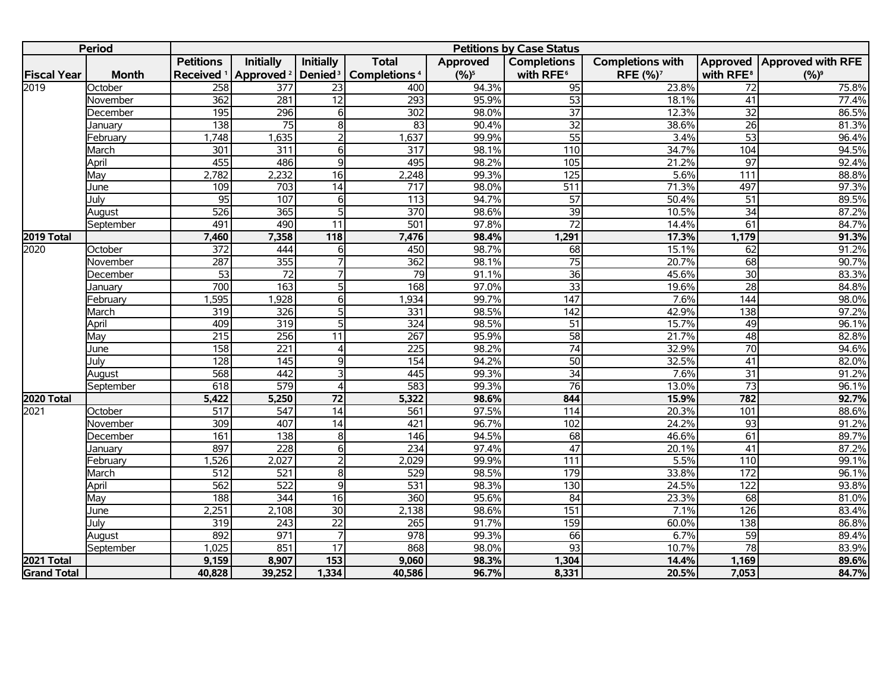| Period | | Petitions by Case Status | | | | | | | | |
|---|---|---|---|---|---|---|---|---|---|---|
| Fiscal Year | Month | Petitions Received [1] | Initially Approved [2] | Initially Denied [3] | Total Completions [4] | Approved (%)[5] | Completions with RFE[6] | Completions with RFE (%)[7] | Approved with RFE[8] | Approved with RFE (%)[9] |
| 2019 | October | 258 | 377 | 23 | 400 | 94.3% | 95 | 23.8% | 72 | 75.8% |
| | November | 362 | 281 | 12 | 293 | 95.9% | 53 | 18.1% | 41 | 77.4% |
| | December | 195 | 296 | 6 | 302 | 98.0% | 37 | 12.3% | 32 | 86.5% |
| | January | 138 | 75 | 8 | 83 | 90.4% | 32 | 38.6% | 26 | 81.3% |
| | February | 1,748 | 1,635 | 2 | 1,637 | 99.9% | 55 | 3.4% | 53 | 96.4% |
| | March | 301 | 311 | 6 | 317 | 98.1% | 110 | 34.7% | 104 | 94.5% |
| | April | 455 | 486 | 9 | 495 | 98.2% | 105 | 21.2% | 97 | 92.4% |
| | May | 2,782 | 2,232 | 16 | 2,248 | 99.3% | 125 | 5.6% | 111 | 88.8% |
| | June | 109 | 703 | 14 | 717 | 98.0% | 511 | 71.3% | 497 | 97.3% |
| | July | 95 | 107 | 6 | 113 | 94.7% | 57 | 50.4% | 51 | 89.5% |
| | August | 526 | 365 | 5 | 370 | 98.6% | 39 | 10.5% | 34 | 87.2% |
| | September | 491 | 490 | 11 | 501 | 97.8% | 72 | 14.4% | 61 | 84.7% |
| **2019 Total** | | **7,460** | **7,358** | **118** | **7,476** | **98.4%** | **1,291** | **17.3%** | **1,179** | **91.3%** |
| 2020 | October | 372 | 444 | 6 | 450 | 98.7% | 68 | 15.1% | 62 | 91.2% |
| | November | 287 | 355 | 7 | 362 | 98.1% | 75 | 20.7% | 68 | 90.7% |
| | December | 53 | 72 | 7 | 79 | 91.1% | 36 | 45.6% | 30 | 83.3% |
| | January | 700 | 163 | 5 | 168 | 97.0% | 33 | 19.6% | 28 | 84.8% |
| | February | 1,595 | 1,928 | 6 | 1,934 | 99.7% | 147 | 7.6% | 144 | 98.0% |
| | March | 319 | 326 | 5 | 331 | 98.5% | 142 | 42.9% | 138 | 97.2% |
| | April | 409 | 319 | 5 | 324 | 98.5% | 51 | 15.7% | 49 | 96.1% |
| | May | 215 | 256 | 11 | 267 | 95.9% | 58 | 21.7% | 48 | 82.8% |
| | June | 158 | 221 | 4 | 225 | 98.2% | 74 | 32.9% | 70 | 94.6% |
| | July | 128 | 145 | 9 | 154 | 94.2% | 50 | 32.5% | 41 | 82.0% |
| | August | 568 | 442 | 3 | 445 | 99.3% | 34 | 7.6% | 31 | 91.2% |
| | September | 618 | 579 | 4 | 583 | 99.3% | 76 | 13.0% | 73 | 96.1% |
| **2020 Total** | | **5,422** | **5,250** | **72** | **5,322** | **98.6%** | **844** | **15.9%** | **782** | **92.7%** |
| 2021 | October | 517 | 547 | 14 | 561 | 97.5% | 114 | 20.3% | 101 | 88.6% |
| | November | 309 | 407 | 14 | 421 | 96.7% | 102 | 24.2% | 93 | 91.2% |
| | December | 161 | 138 | 8 | 146 | 94.5% | 68 | 46.6% | 61 | 89.7% |
| | January | 897 | 228 | 6 | 234 | 97.4% | 47 | 20.1% | 41 | 87.2% |
| | February | 1,526 | 2,027 | 2 | 2,029 | 99.9% | 111 | 5.5% | 110 | 99.1% |
| | March | 512 | 521 | 8 | 529 | 98.5% | 179 | 33.8% | 172 | 96.1% |
| | April | 562 | 522 | 9 | 531 | 98.3% | 130 | 24.5% | 122 | 93.8% |
| | May | 188 | 344 | 16 | 360 | 95.6% | 84 | 23.3% | 68 | 81.0% |
| | June | 2,251 | 2,108 | 30 | 2,138 | 98.6% | 151 | 7.1% | 126 | 83.4% |
| | July | 319 | 243 | 22 | 265 | 91.7% | 159 | 60.0% | 138 | 86.8% |
| | August | 892 | 971 | 7 | 978 | 99.3% | 66 | 6.7% | 59 | 89.4% |
| | September | 1,025 | 851 | 17 | 868 | 98.0% | 93 | 10.7% | 78 | 83.9% |
| **2021 Total** | | **9,159** | **8,907** | **153** | **9,060** | **98.3%** | **1,304** | **14.4%** | **1,169** | **89.6%** |
| **Grand Total** | | **40,828** | **39,252** | **1,334** | **40,586** | **96.7%** | **8,331** | **20.5%** | **7,053** | **84.7%** |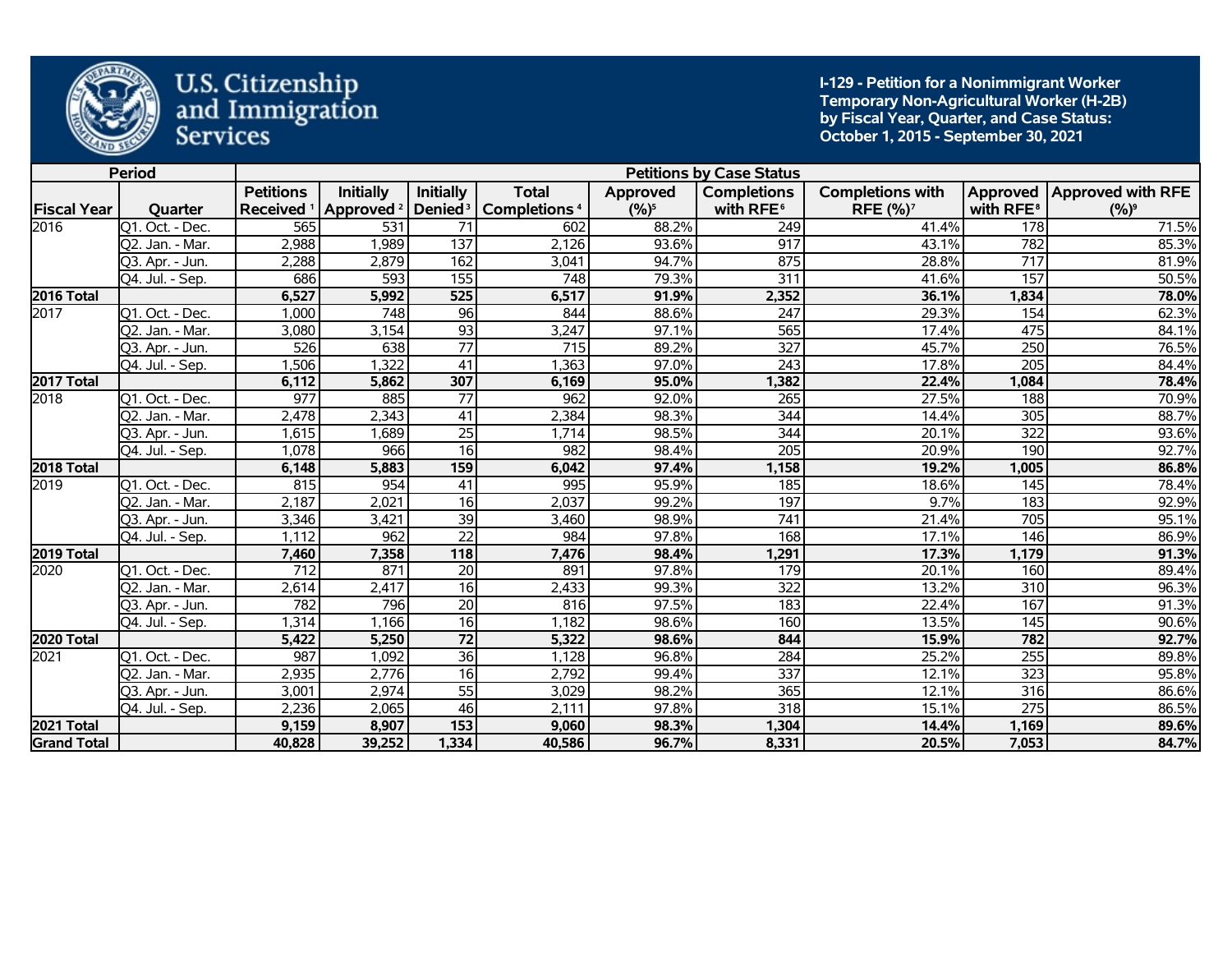U.S. Citizenship and Immigration Services

**I-129 - Petition for a Nonimmigrant Worker**
**Temporary Non-Agricultural Worker (H-2B)**
**by Fiscal Year, Quarter, and Case Status:**
**October 1, 2015 - September 30, 2021**

| Period | | Petitions by Case Status | | | | | | | | |
|---|---|---|---|---|---|---|---|---|---|---|
| Fiscal Year | Quarter | Petitions Received [1] | Initially Approved [2] | Initially Denied [3] | Total Completions [4] | Approved (%)[5] | Completions with RFE[6] | Completions with RFE (%)[7] | Approved with RFE[8] | Approved with RFE (%)[9] |
| 2016 | Q1. Oct. - Dec. | 565 | 531 | 71 | 602 | 88.2% | 249 | 41.4% | 178 | 71.5% |
| | Q2. Jan. - Mar. | 2,988 | 1,989 | 137 | 2,126 | 93.6% | 917 | 43.1% | 782 | 85.3% |
| | Q3. Apr. - Jun. | 2,288 | 2,879 | 162 | 3,041 | 94.7% | 875 | 28.8% | 717 | 81.9% |
| | Q4. Jul. - Sep. | 686 | 593 | 155 | 748 | 79.3% | 311 | 41.6% | 157 | 50.5% |
| **2016 Total** | | **6,527** | **5,992** | **525** | **6,517** | **91.9%** | **2,352** | **36.1%** | **1,834** | **78.0%** |
| 2017 | Q1. Oct. - Dec. | 1,000 | 748 | 96 | 844 | 88.6% | 247 | 29.3% | 154 | 62.3% |
| | Q2. Jan. - Mar. | 3,080 | 3,154 | 93 | 3,247 | 97.1% | 565 | 17.4% | 475 | 84.1% |
| | Q3. Apr. - Jun. | 526 | 638 | 77 | 715 | 89.2% | 327 | 45.7% | 250 | 76.5% |
| | Q4. Jul. - Sep. | 1,506 | 1,322 | 41 | 1,363 | 97.0% | 243 | 17.8% | 205 | 84.4% |
| **2017 Total** | | **6,112** | **5,862** | **307** | **6,169** | **95.0%** | **1,382** | **22.4%** | **1,084** | **78.4%** |
| 2018 | Q1. Oct. - Dec. | 977 | 885 | 77 | 962 | 92.0% | 265 | 27.5% | 188 | 70.9% |
| | Q2. Jan. - Mar. | 2,478 | 2,343 | 41 | 2,384 | 98.3% | 344 | 14.4% | 305 | 88.7% |
| | Q3. Apr. - Jun. | 1,615 | 1,689 | 25 | 1,714 | 98.5% | 344 | 20.1% | 322 | 93.6% |
| | Q4. Jul. - Sep. | 1,078 | 966 | 16 | 982 | 98.4% | 205 | 20.9% | 190 | 92.7% |
| **2018 Total** | | **6,148** | **5,883** | **159** | **6,042** | **97.4%** | **1,158** | **19.2%** | **1,005** | **86.8%** |
| 2019 | Q1. Oct. - Dec. | 815 | 954 | 41 | 995 | 95.9% | 185 | 18.6% | 145 | 78.4% |
| | Q2. Jan. - Mar. | 2,187 | 2,021 | 16 | 2,037 | 99.2% | 197 | 9.7% | 183 | 92.9% |
| | Q3. Apr. - Jun. | 3,346 | 3,421 | 39 | 3,460 | 98.9% | 741 | 21.4% | 705 | 95.1% |
| | Q4. Jul. - Sep. | 1,112 | 962 | 22 | 984 | 97.8% | 168 | 17.1% | 146 | 86.9% |
| **2019 Total** | | **7,460** | **7,358** | **118** | **7,476** | **98.4%** | **1,291** | **17.3%** | **1,179** | **91.3%** |
| 2020 | Q1. Oct. - Dec. | 712 | 871 | 20 | 891 | 97.8% | 179 | 20.1% | 160 | 89.4% |
| | Q2. Jan. - Mar. | 2,614 | 2,417 | 16 | 2,433 | 99.3% | 322 | 13.2% | 310 | 96.3% |
| | Q3. Apr. - Jun. | 782 | 796 | 20 | 816 | 97.5% | 183 | 22.4% | 167 | 91.3% |
| | Q4. Jul. - Sep. | 1,314 | 1,166 | 16 | 1,182 | 98.6% | 160 | 13.5% | 145 | 90.6% |
| **2020 Total** | | **5,422** | **5,250** | **72** | **5,322** | **98.6%** | **844** | **15.9%** | **782** | **92.7%** |
| 2021 | Q1. Oct. - Dec. | 987 | 1,092 | 36 | 1,128 | 96.8% | 284 | 25.2% | 255 | 89.8% |
| | Q2. Jan. - Mar. | 2,935 | 2,776 | 16 | 2,792 | 99.4% | 337 | 12.1% | 323 | 95.8% |
| | Q3. Apr. - Jun. | 3,001 | 2,974 | 55 | 3,029 | 98.2% | 365 | 12.1% | 316 | 86.6% |
| | Q4. Jul. - Sep. | 2,236 | 2,065 | 46 | 2,111 | 97.8% | 318 | 15.1% | 275 | 86.5% |
| **2021 Total** | | **9,159** | **8,907** | **153** | **9,060** | **98.3%** | **1,304** | **14.4%** | **1,169** | **89.6%** |
| **Grand Total** | | **40,828** | **39,252** | **1,334** | **40,586** | **96.7%** | **8,331** | **20.5%** | **7,053** | **84.7%** |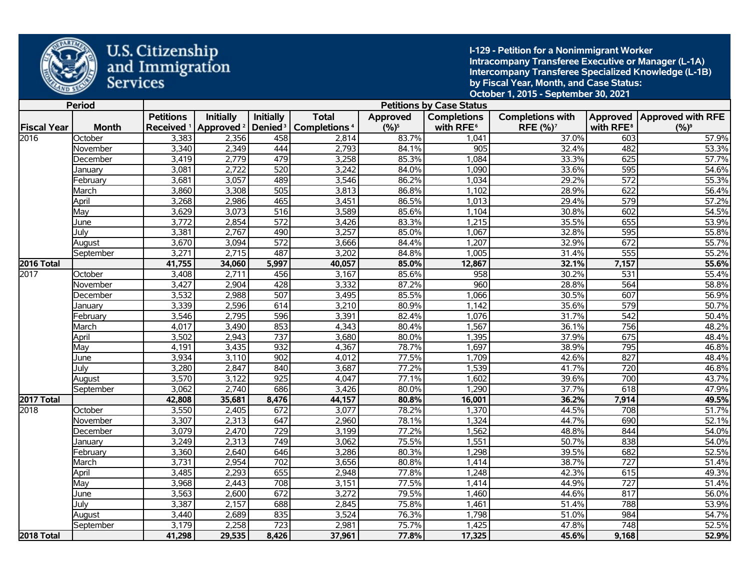U.S. Citizenship and Immigration Services

**I-129 - Petition for a Nonimmigrant Worker**
**Intracompany Transferee Executive or Manager (L-1A)**
**Intercompany Transferee Specialized Knowledge (L-1B)**
**by Fiscal Year, Month, and Case Status:**
**October 1, 2015 - September 30, 2021**

| Period | | Petitions by Case Status | | | | | | | | |
|---|---|---|---|---|---|---|---|---|---|---|
| Fiscal Year | Month | Petitions Received [1] | Initially Approved [2] | Initially Denied [3] | Total Completions [4] | Approved (%)[5] | Completions with RFE[6] | Completions with RFE (%)[7] | Approved with RFE[8] | Approved with RFE (%)[9] |
| 2016 | October | 3,383 | 2,356 | 458 | 2,814 | 83.7% | 1,041 | 37.0% | 603 | 57.9% |
| | November | 3,340 | 2,349 | 444 | 2,793 | 84.1% | 905 | 32.4% | 482 | 53.3% |
| | December | 3,419 | 2,779 | 479 | 3,258 | 85.3% | 1,084 | 33.3% | 625 | 57.7% |
| | January | 3,081 | 2,722 | 520 | 3,242 | 84.0% | 1,090 | 33.6% | 595 | 54.6% |
| | February | 3,681 | 3,057 | 489 | 3,546 | 86.2% | 1,034 | 29.2% | 572 | 55.3% |
| | March | 3,860 | 3,308 | 505 | 3,813 | 86.8% | 1,102 | 28.9% | 622 | 56.4% |
| | April | 3,268 | 2,986 | 465 | 3,451 | 86.5% | 1,013 | 29.4% | 579 | 57.2% |
| | May | 3,629 | 3,073 | 516 | 3,589 | 85.6% | 1,104 | 30.8% | 602 | 54.5% |
| | June | 3,772 | 2,854 | 572 | 3,426 | 83.3% | 1,215 | 35.5% | 655 | 53.9% |
| | July | 3,381 | 2,767 | 490 | 3,257 | 85.0% | 1,067 | 32.8% | 595 | 55.8% |
| | August | 3,670 | 3,094 | 572 | 3,666 | 84.4% | 1,207 | 32.9% | 672 | 55.7% |
| | September | 3,271 | 2,715 | 487 | 3,202 | 84.8% | 1,005 | 31.4% | 555 | 55.2% |
| **2016 Total** | | **41,755** | **34,060** | **5,997** | **40,057** | **85.0%** | **12,867** | **32.1%** | **7,157** | **55.6%** |
| 2017 | October | 3,408 | 2,711 | 456 | 3,167 | 85.6% | 958 | 30.2% | 531 | 55.4% |
| | November | 3,427 | 2,904 | 428 | 3,332 | 87.2% | 960 | 28.8% | 564 | 58.8% |
| | December | 3,532 | 2,988 | 507 | 3,495 | 85.5% | 1,066 | 30.5% | 607 | 56.9% |
| | January | 3,339 | 2,596 | 614 | 3,210 | 80.9% | 1,142 | 35.6% | 579 | 50.7% |
| | February | 3,546 | 2,795 | 596 | 3,391 | 82.4% | 1,076 | 31.7% | 542 | 50.4% |
| | March | 4,017 | 3,490 | 853 | 4,343 | 80.4% | 1,567 | 36.1% | 756 | 48.2% |
| | April | 3,502 | 2,943 | 737 | 3,680 | 80.0% | 1,395 | 37.9% | 675 | 48.4% |
| | May | 4,191 | 3,435 | 932 | 4,367 | 78.7% | 1,697 | 38.9% | 795 | 46.8% |
| | June | 3,934 | 3,110 | 902 | 4,012 | 77.5% | 1,709 | 42.6% | 827 | 48.4% |
| | July | 3,280 | 2,847 | 840 | 3,687 | 77.2% | 1,539 | 41.7% | 720 | 46.8% |
| | August | 3,570 | 3,122 | 925 | 4,047 | 77.1% | 1,602 | 39.6% | 700 | 43.7% |
| | September | 3,062 | 2,740 | 686 | 3,426 | 80.0% | 1,290 | 37.7% | 618 | 47.9% |
| **2017 Total** | | **42,808** | **35,681** | **8,476** | **44,157** | **80.8%** | **16,001** | **36.2%** | **7,914** | **49.5%** |
| 2018 | October | 3,550 | 2,405 | 672 | 3,077 | 78.2% | 1,370 | 44.5% | 708 | 51.7% |
| | November | 3,307 | 2,313 | 647 | 2,960 | 78.1% | 1,324 | 44.7% | 690 | 52.1% |
| | December | 3,079 | 2,470 | 729 | 3,199 | 77.2% | 1,562 | 48.8% | 844 | 54.0% |
| | January | 3,249 | 2,313 | 749 | 3,062 | 75.5% | 1,551 | 50.7% | 838 | 54.0% |
| | February | 3,360 | 2,640 | 646 | 3,286 | 80.3% | 1,298 | 39.5% | 682 | 52.5% |
| | March | 3,731 | 2,954 | 702 | 3,656 | 80.8% | 1,414 | 38.7% | 727 | 51.4% |
| | April | 3,485 | 2,293 | 655 | 2,948 | 77.8% | 1,248 | 42.3% | 615 | 49.3% |
| | May | 3,968 | 2,443 | 708 | 3,151 | 77.5% | 1,414 | 44.9% | 727 | 51.4% |
| | June | 3,563 | 2,600 | 672 | 3,272 | 79.5% | 1,460 | 44.6% | 817 | 56.0% |
| | July | 3,387 | 2,157 | 688 | 2,845 | 75.8% | 1,461 | 51.4% | 788 | 53.9% |
| | August | 3,440 | 2,689 | 835 | 3,524 | 76.3% | 1,798 | 51.0% | 984 | 54.7% |
| | September | 3,179 | 2,258 | 723 | 2,981 | 75.7% | 1,425 | 47.8% | 748 | 52.5% |
| **2018 Total** | | **41,298** | **29,535** | **8,426** | **37,961** | **77.8%** | **17,325** | **45.6%** | **9,168** | **52.9%** |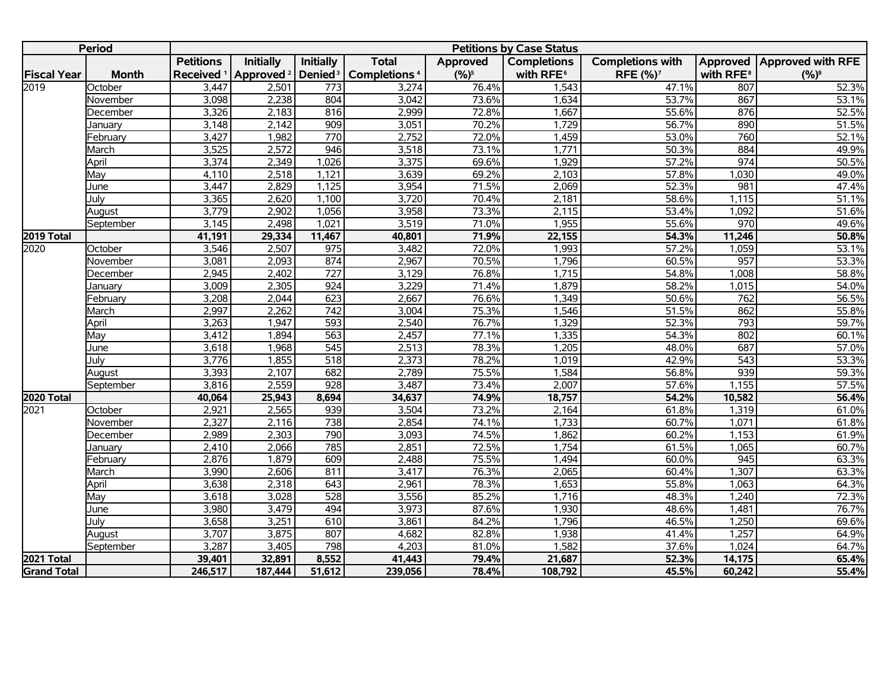| Period | | Petitions by Case Status | | | | | | | | |
|---|---|---|---|---|---|---|---|---|---|---|
| Fiscal Year | Month | Petitions Received [1] | Initially Approved [2] | Initially Denied [3] | Total Completions [4] | Approved (%)[5] | Completions with RFE [6] | Completions with RFE (%)[7] | Approved with RFE [8] | Approved with RFE (%)[9] |
| 2019 | October | 3,447 | 2,501 | 773 | 3,274 | 76.4% | 1,543 | 47.1% | 807 | 52.3% |
| | November | 3,098 | 2,238 | 804 | 3,042 | 73.6% | 1,634 | 53.7% | 867 | 53.1% |
| | December | 3,326 | 2,183 | 816 | 2,999 | 72.8% | 1,667 | 55.6% | 876 | 52.5% |
| | January | 3,148 | 2,142 | 909 | 3,051 | 70.2% | 1,729 | 56.7% | 890 | 51.5% |
| | February | 3,427 | 1,982 | 770 | 2,752 | 72.0% | 1,459 | 53.0% | 760 | 52.1% |
| | March | 3,525 | 2,572 | 946 | 3,518 | 73.1% | 1,771 | 50.3% | 884 | 49.9% |
| | April | 3,374 | 2,349 | 1,026 | 3,375 | 69.6% | 1,929 | 57.2% | 974 | 50.5% |
| | May | 4,110 | 2,518 | 1,121 | 3,639 | 69.2% | 2,103 | 57.8% | 1,030 | 49.0% |
| | June | 3,447 | 2,829 | 1,125 | 3,954 | 71.5% | 2,069 | 52.3% | 981 | 47.4% |
| | July | 3,365 | 2,620 | 1,100 | 3,720 | 70.4% | 2,181 | 58.6% | 1,115 | 51.1% |
| | August | 3,779 | 2,902 | 1,056 | 3,958 | 73.3% | 2,115 | 53.4% | 1,092 | 51.6% |
| | September | 3,145 | 2,498 | 1,021 | 3,519 | 71.0% | 1,955 | 55.6% | 970 | 49.6% |
| **2019 Total** | | **41,191** | **29,334** | **11,467** | **40,801** | **71.9%** | **22,155** | **54.3%** | **11,246** | **50.8%** |
| 2020 | October | 3,546 | 2,507 | 975 | 3,482 | 72.0% | 1,993 | 57.2% | 1,059 | 53.1% |
| | November | 3,081 | 2,093 | 874 | 2,967 | 70.5% | 1,796 | 60.5% | 957 | 53.3% |
| | December | 2,945 | 2,402 | 727 | 3,129 | 76.8% | 1,715 | 54.8% | 1,008 | 58.8% |
| | January | 3,009 | 2,305 | 924 | 3,229 | 71.4% | 1,879 | 58.2% | 1,015 | 54.0% |
| | February | 3,208 | 2,044 | 623 | 2,667 | 76.6% | 1,349 | 50.6% | 762 | 56.5% |
| | March | 2,997 | 2,262 | 742 | 3,004 | 75.3% | 1,546 | 51.5% | 862 | 55.8% |
| | April | 3,263 | 1,947 | 593 | 2,540 | 76.7% | 1,329 | 52.3% | 793 | 59.7% |
| | May | 3,412 | 1,894 | 563 | 2,457 | 77.1% | 1,335 | 54.3% | 802 | 60.1% |
| | June | 3,618 | 1,968 | 545 | 2,513 | 78.3% | 1,205 | 48.0% | 687 | 57.0% |
| | July | 3,776 | 1,855 | 518 | 2,373 | 78.2% | 1,019 | 42.9% | 543 | 53.3% |
| | August | 3,393 | 2,107 | 682 | 2,789 | 75.5% | 1,584 | 56.8% | 939 | 59.3% |
| | September | 3,816 | 2,559 | 928 | 3,487 | 73.4% | 2,007 | 57.6% | 1,155 | 57.5% |
| **2020 Total** | | **40,064** | **25,943** | **8,694** | **34,637** | **74.9%** | **18,757** | **54.2%** | **10,582** | **56.4%** |
| 2021 | October | 2,921 | 2,565 | 939 | 3,504 | 73.2% | 2,164 | 61.8% | 1,319 | 61.0% |
| | November | 2,327 | 2,116 | 738 | 2,854 | 74.1% | 1,733 | 60.7% | 1,071 | 61.8% |
| | December | 2,989 | 2,303 | 790 | 3,093 | 74.5% | 1,862 | 60.2% | 1,153 | 61.9% |
| | January | 2,410 | 2,066 | 785 | 2,851 | 72.5% | 1,754 | 61.5% | 1,065 | 60.7% |
| | February | 2,876 | 1,879 | 609 | 2,488 | 75.5% | 1,494 | 60.0% | 945 | 63.3% |
| | March | 3,990 | 2,606 | 811 | 3,417 | 76.3% | 2,065 | 60.4% | 1,307 | 63.3% |
| | April | 3,638 | 2,318 | 643 | 2,961 | 78.3% | 1,653 | 55.8% | 1,063 | 64.3% |
| | May | 3,618 | 3,028 | 528 | 3,556 | 85.2% | 1,716 | 48.3% | 1,240 | 72.3% |
| | June | 3,980 | 3,479 | 494 | 3,973 | 87.6% | 1,930 | 48.6% | 1,481 | 76.7% |
| | July | 3,658 | 3,251 | 610 | 3,861 | 84.2% | 1,796 | 46.5% | 1,250 | 69.6% |
| | August | 3,707 | 3,875 | 807 | 4,682 | 82.8% | 1,938 | 41.4% | 1,257 | 64.9% |
| | September | 3,287 | 3,405 | 798 | 4,203 | 81.0% | 1,582 | 37.6% | 1,024 | 64.7% |
| **2021 Total** | | **39,401** | **32,891** | **8,552** | **41,443** | **79.4%** | **21,687** | **52.3%** | **14,175** | **65.4%** |
| **Grand Total** | | **246,517** | **187,444** | **51,612** | **239,056** | **78.4%** | **108,792** | **45.5%** | **60,242** | **55.4%** |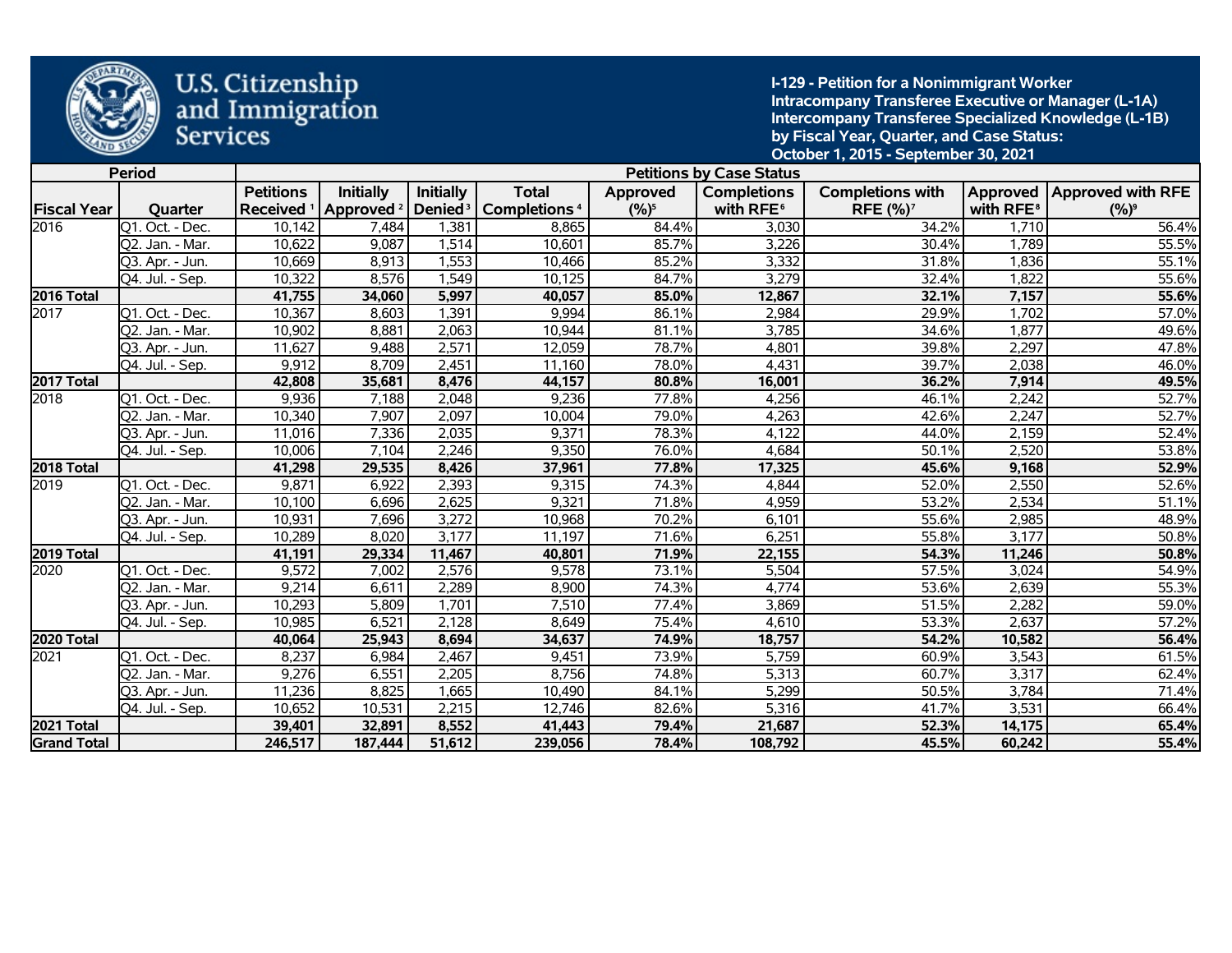U.S. Citizenship and Immigration Services

**I-129 - Petition for a Nonimmigrant Worker**
**Intracompany Transferee Executive or Manager (L-1A)**
**Intercompany Transferee Specialized Knowledge (L-1B)**
**by Fiscal Year, Quarter, and Case Status:**
**October 1, 2015 - September 30, 2021**

| Period | | Petitions by Case Status | | | | | | | | |
|---|---|---|---|---|---|---|---|---|---|---|
| Fiscal Year | Quarter | Petitions Received [1] | Initially Approved [2] | Initially Denied [3] | Total Completions [4] | Approved (%)[5] | Completions with RFE[6] | Completions with RFE (%)[7] | Approved with RFE[8] | Approved with RFE (%)[9] |
| 2016 | Q1. Oct. - Dec. | 10,142 | 7,484 | 1,381 | 8,865 | 84.4% | 3,030 | 34.2% | 1,710 | 56.4% |
| | Q2. Jan. - Mar. | 10,622 | 9,087 | 1,514 | 10,601 | 85.7% | 3,226 | 30.4% | 1,789 | 55.5% |
| | Q3. Apr. - Jun. | 10,669 | 8,913 | 1,553 | 10,466 | 85.2% | 3,332 | 31.8% | 1,836 | 55.1% |
| | Q4. Jul. - Sep. | 10,322 | 8,576 | 1,549 | 10,125 | 84.7% | 3,279 | 32.4% | 1,822 | 55.6% |
| **2016 Total** | | **41,755** | **34,060** | **5,997** | **40,057** | **85.0%** | **12,867** | **32.1%** | **7,157** | **55.6%** |
| 2017 | Q1. Oct. - Dec. | 10,367 | 8,603 | 1,391 | 9,994 | 86.1% | 2,984 | 29.9% | 1,702 | 57.0% |
| | Q2. Jan. - Mar. | 10,902 | 8,881 | 2,063 | 10,944 | 81.1% | 3,785 | 34.6% | 1,877 | 49.6% |
| | Q3. Apr. - Jun. | 11,627 | 9,488 | 2,571 | 12,059 | 78.7% | 4,801 | 39.8% | 2,297 | 47.8% |
| | Q4. Jul. - Sep. | 9,912 | 8,709 | 2,451 | 11,160 | 78.0% | 4,431 | 39.7% | 2,038 | 46.0% |
| **2017 Total** | | **42,808** | **35,681** | **8,476** | **44,157** | **80.8%** | **16,001** | **36.2%** | **7,914** | **49.5%** |
| 2018 | Q1. Oct. - Dec. | 9,936 | 7,188 | 2,048 | 9,236 | 77.8% | 4,256 | 46.1% | 2,242 | 52.7% |
| | Q2. Jan. - Mar. | 10,340 | 7,907 | 2,097 | 10,004 | 79.0% | 4,263 | 42.6% | 2,247 | 52.7% |
| | Q3. Apr. - Jun. | 11,016 | 7,336 | 2,035 | 9,371 | 78.3% | 4,122 | 44.0% | 2,159 | 52.4% |
| | Q4. Jul. - Sep. | 10,006 | 7,104 | 2,246 | 9,350 | 76.0% | 4,684 | 50.1% | 2,520 | 53.8% |
| **2018 Total** | | **41,298** | **29,535** | **8,426** | **37,961** | **77.8%** | **17,325** | **45.6%** | **9,168** | **52.9%** |
| 2019 | Q1. Oct. - Dec. | 9,871 | 6,922 | 2,393 | 9,315 | 74.3% | 4,844 | 52.0% | 2,550 | 52.6% |
| | Q2. Jan. - Mar. | 10,100 | 6,696 | 2,625 | 9,321 | 71.8% | 4,959 | 53.2% | 2,534 | 51.1% |
| | Q3. Apr. - Jun. | 10,931 | 7,696 | 3,272 | 10,968 | 70.2% | 6,101 | 55.6% | 2,985 | 48.9% |
| | Q4. Jul. - Sep. | 10,289 | 8,020 | 3,177 | 11,197 | 71.6% | 6,251 | 55.8% | 3,177 | 50.8% |
| **2019 Total** | | **41,191** | **29,334** | **11,467** | **40,801** | **71.9%** | **22,155** | **54.3%** | **11,246** | **50.8%** |
| 2020 | Q1. Oct. - Dec. | 9,572 | 7,002 | 2,576 | 9,578 | 73.1% | 5,504 | 57.5% | 3,024 | 54.9% |
| | Q2. Jan. - Mar. | 9,214 | 6,611 | 2,289 | 8,900 | 74.3% | 4,774 | 53.6% | 2,639 | 55.3% |
| | Q3. Apr. - Jun. | 10,293 | 5,809 | 1,701 | 7,510 | 77.4% | 3,869 | 51.5% | 2,282 | 59.0% |
| | Q4. Jul. - Sep. | 10,985 | 6,521 | 2,128 | 8,649 | 75.4% | 4,610 | 53.3% | 2,637 | 57.2% |
| **2020 Total** | | **40,064** | **25,943** | **8,694** | **34,637** | **74.9%** | **18,757** | **54.2%** | **10,582** | **56.4%** |
| 2021 | Q1. Oct. - Dec. | 8,237 | 6,984 | 2,467 | 9,451 | 73.9% | 5,759 | 60.9% | 3,543 | 61.5% |
| | Q2. Jan. - Mar. | 9,276 | 6,551 | 2,205 | 8,756 | 74.8% | 5,313 | 60.7% | 3,317 | 62.4% |
| | Q3. Apr. - Jun. | 11,236 | 8,825 | 1,665 | 10,490 | 84.1% | 5,299 | 50.5% | 3,784 | 71.4% |
| | Q4. Jul. - Sep. | 10,652 | 10,531 | 2,215 | 12,746 | 82.6% | 5,316 | 41.7% | 3,531 | 66.4% |
| **2021 Total** | | **39,401** | **32,891** | **8,552** | **41,443** | **79.4%** | **21,687** | **52.3%** | **14,175** | **65.4%** |
| **Grand Total** | | **246,517** | **187,444** | **51,612** | **239,056** | **78.4%** | **108,792** | **45.5%** | **60,242** | **55.4%** |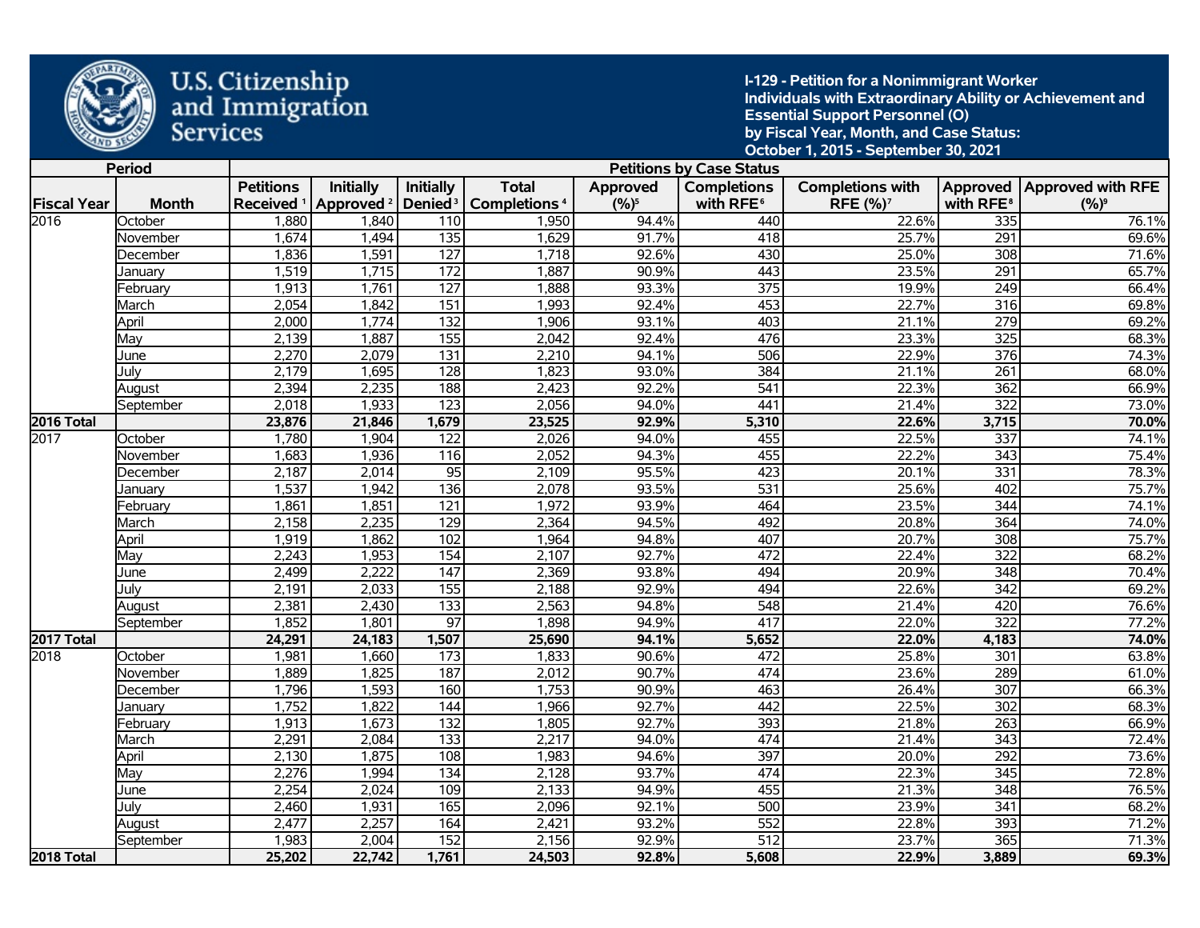U.S. Citizenship and Immigration Services

**I-129 - Petition for a Nonimmigrant Worker**
**Individuals with Extraordinary Ability or Achievement and Essential Support Personnel (O)**
**by Fiscal Year, Month, and Case Status:**
**October 1, 2015 - September 30, 2021**

| Period | | Petitions by Case Status | | | | | | | | |
|---|---|---|---|---|---|---|---|---|---|---|
| Fiscal Year | Month | Petitions Received [1] | Initially Approved [2] | Initially Denied [3] | Total Completions [4] | Approved (%)[5] | Completions with RFE[6] | Completions with RFE (%)[7] | Approved with RFE[8] | Approved with RFE (%)[9] |
| 2016 | October | 1,880 | 1,840 | 110 | 1,950 | 94.4% | 440 | 22.6% | 335 | 76.1% |
| | November | 1,674 | 1,494 | 135 | 1,629 | 91.7% | 418 | 25.7% | 291 | 69.6% |
| | December | 1,836 | 1,591 | 127 | 1,718 | 92.6% | 430 | 25.0% | 308 | 71.6% |
| | January | 1,519 | 1,715 | 172 | 1,887 | 90.9% | 443 | 23.5% | 291 | 65.7% |
| | February | 1,913 | 1,761 | 127 | 1,888 | 93.3% | 375 | 19.9% | 249 | 66.4% |
| | March | 2,054 | 1,842 | 151 | 1,993 | 92.4% | 453 | 22.7% | 316 | 69.8% |
| | April | 2,000 | 1,774 | 132 | 1,906 | 93.1% | 403 | 21.1% | 279 | 69.2% |
| | May | 2,139 | 1,887 | 155 | 2,042 | 92.4% | 476 | 23.3% | 325 | 68.3% |
| | June | 2,270 | 2,079 | 131 | 2,210 | 94.1% | 506 | 22.9% | 376 | 74.3% |
| | July | 2,179 | 1,695 | 128 | 1,823 | 93.0% | 384 | 21.1% | 261 | 68.0% |
| | August | 2,394 | 2,235 | 188 | 2,423 | 92.2% | 541 | 22.3% | 362 | 66.9% |
| | September | 2,018 | 1,933 | 123 | 2,056 | 94.0% | 441 | 21.4% | 322 | 73.0% |
| **2016 Total** | | **23,876** | **21,846** | **1,679** | **23,525** | **92.9%** | **5,310** | **22.6%** | **3,715** | **70.0%** |
| 2017 | October | 1,780 | 1,904 | 122 | 2,026 | 94.0% | 455 | 22.5% | 337 | 74.1% |
| | November | 1,683 | 1,936 | 116 | 2,052 | 94.3% | 455 | 22.2% | 343 | 75.4% |
| | December | 2,187 | 2,014 | 95 | 2,109 | 95.5% | 423 | 20.1% | 331 | 78.3% |
| | January | 1,537 | 1,942 | 136 | 2,078 | 93.5% | 531 | 25.6% | 402 | 75.7% |
| | February | 1,861 | 1,851 | 121 | 1,972 | 93.9% | 464 | 23.5% | 344 | 74.1% |
| | March | 2,158 | 2,235 | 129 | 2,364 | 94.5% | 492 | 20.8% | 364 | 74.0% |
| | April | 1,919 | 1,862 | 102 | 1,964 | 94.8% | 407 | 20.7% | 308 | 75.7% |
| | May | 2,243 | 1,953 | 154 | 2,107 | 92.7% | 472 | 22.4% | 322 | 68.2% |
| | June | 2,499 | 2,222 | 147 | 2,369 | 93.8% | 494 | 20.9% | 348 | 70.4% |
| | July | 2,191 | 2,033 | 155 | 2,188 | 92.9% | 494 | 22.6% | 342 | 69.2% |
| | August | 2,381 | 2,430 | 133 | 2,563 | 94.8% | 548 | 21.4% | 420 | 76.6% |
| | September | 1,852 | 1,801 | 97 | 1,898 | 94.9% | 417 | 22.0% | 322 | 77.2% |
| **2017 Total** | | **24,291** | **24,183** | **1,507** | **25,690** | **94.1%** | **5,652** | **22.0%** | **4,183** | **74.0%** |
| 2018 | October | 1,981 | 1,660 | 173 | 1,833 | 90.6% | 472 | 25.8% | 301 | 63.8% |
| | November | 1,889 | 1,825 | 187 | 2,012 | 90.7% | 474 | 23.6% | 289 | 61.0% |
| | December | 1,796 | 1,593 | 160 | 1,753 | 90.9% | 463 | 26.4% | 307 | 66.3% |
| | January | 1,752 | 1,822 | 144 | 1,966 | 92.7% | 442 | 22.5% | 302 | 68.3% |
| | February | 1,913 | 1,673 | 132 | 1,805 | 92.7% | 393 | 21.8% | 263 | 66.9% |
| | March | 2,291 | 2,084 | 133 | 2,217 | 94.0% | 474 | 21.4% | 343 | 72.4% |
| | April | 2,130 | 1,875 | 108 | 1,983 | 94.6% | 397 | 20.0% | 292 | 73.6% |
| | May | 2,276 | 1,994 | 134 | 2,128 | 93.7% | 474 | 22.3% | 345 | 72.8% |
| | June | 2,254 | 2,024 | 109 | 2,133 | 94.9% | 455 | 21.3% | 348 | 76.5% |
| | July | 2,460 | 1,931 | 165 | 2,096 | 92.1% | 500 | 23.9% | 341 | 68.2% |
| | August | 2,477 | 2,257 | 164 | 2,421 | 93.2% | 552 | 22.8% | 393 | 71.2% |
| | September | 1,983 | 2,004 | 152 | 2,156 | 92.9% | 512 | 23.7% | 365 | 71.3% |
| **2018 Total** | | **25,202** | **22,742** | **1,761** | **24,503** | **92.8%** | **5,608** | **22.9%** | **3,889** | **69.3%** |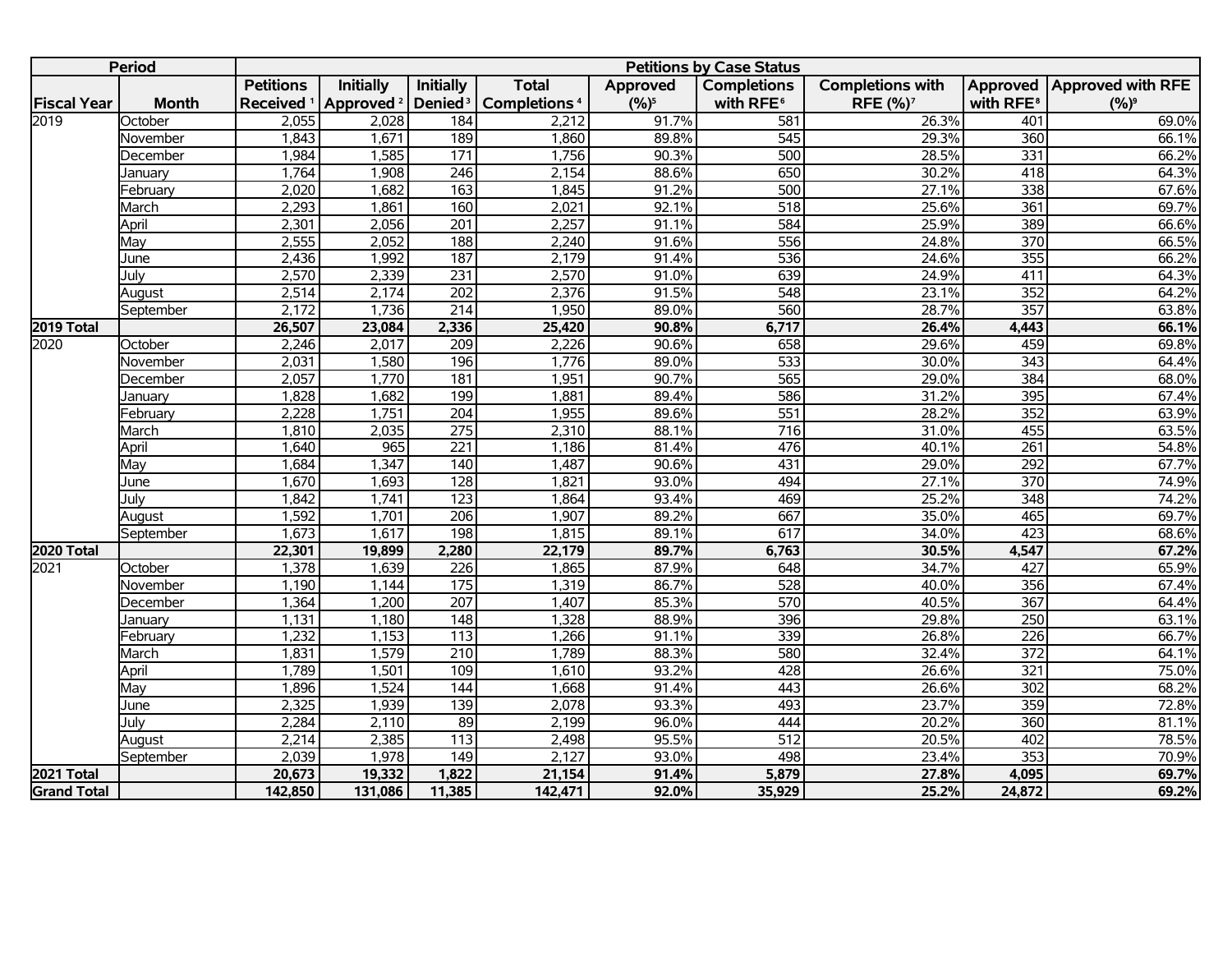| Period | | Petitions by Case Status | | | | | | | | |
|---|---|---|---|---|---|---|---|---|---|---|
| Fiscal Year | Month | Petitions Received [1] | Initially Approved [2] | Initially Denied [3] | Total Completions [4] | Approved (%)[5] | Completions with RFE[6] | Completions with RFE (%)[7] | Approved with RFE[8] | Approved with RFE (%)[9] |
| 2019 | October | 2,055 | 2,028 | 184 | 2,212 | 91.7% | 581 | 26.3% | 401 | 69.0% |
| | November | 1,843 | 1,671 | 189 | 1,860 | 89.8% | 545 | 29.3% | 360 | 66.1% |
| | December | 1,984 | 1,585 | 171 | 1,756 | 90.3% | 500 | 28.5% | 331 | 66.2% |
| | January | 1,764 | 1,908 | 246 | 2,154 | 88.6% | 650 | 30.2% | 418 | 64.3% |
| | February | 2,020 | 1,682 | 163 | 1,845 | 91.2% | 500 | 27.1% | 338 | 67.6% |
| | March | 2,293 | 1,861 | 160 | 2,021 | 92.1% | 518 | 25.6% | 361 | 69.7% |
| | April | 2,301 | 2,056 | 201 | 2,257 | 91.1% | 584 | 25.9% | 389 | 66.6% |
| | May | 2,555 | 2,052 | 188 | 2,240 | 91.6% | 556 | 24.8% | 370 | 66.5% |
| | June | 2,436 | 1,992 | 187 | 2,179 | 91.4% | 536 | 24.6% | 355 | 66.2% |
| | July | 2,570 | 2,339 | 231 | 2,570 | 91.0% | 639 | 24.9% | 411 | 64.3% |
| | August | 2,514 | 2,174 | 202 | 2,376 | 91.5% | 548 | 23.1% | 352 | 64.2% |
| | September | 2,172 | 1,736 | 214 | 1,950 | 89.0% | 560 | 28.7% | 357 | 63.8% |
| **2019 Total** | | **26,507** | **23,084** | **2,336** | **25,420** | **90.8%** | **6,717** | **26.4%** | **4,443** | **66.1%** |
| 2020 | October | 2,246 | 2,017 | 209 | 2,226 | 90.6% | 658 | 29.6% | 459 | 69.8% |
| | November | 2,031 | 1,580 | 196 | 1,776 | 89.0% | 533 | 30.0% | 343 | 64.4% |
| | December | 2,057 | 1,770 | 181 | 1,951 | 90.7% | 565 | 29.0% | 384 | 68.0% |
| | January | 1,828 | 1,682 | 199 | 1,881 | 89.4% | 586 | 31.2% | 395 | 67.4% |
| | February | 2,228 | 1,751 | 204 | 1,955 | 89.6% | 551 | 28.2% | 352 | 63.9% |
| | March | 1,810 | 2,035 | 275 | 2,310 | 88.1% | 716 | 31.0% | 455 | 63.5% |
| | April | 1,640 | 965 | 221 | 1,186 | 81.4% | 476 | 40.1% | 261 | 54.8% |
| | May | 1,684 | 1,347 | 140 | 1,487 | 90.6% | 431 | 29.0% | 292 | 67.7% |
| | June | 1,670 | 1,693 | 128 | 1,821 | 93.0% | 494 | 27.1% | 370 | 74.9% |
| | July | 1,842 | 1,741 | 123 | 1,864 | 93.4% | 469 | 25.2% | 348 | 74.2% |
| | August | 1,592 | 1,701 | 206 | 1,907 | 89.2% | 667 | 35.0% | 465 | 69.7% |
| | September | 1,673 | 1,617 | 198 | 1,815 | 89.1% | 617 | 34.0% | 423 | 68.6% |
| **2020 Total** | | **22,301** | **19,899** | **2,280** | **22,179** | **89.7%** | **6,763** | **30.5%** | **4,547** | **67.2%** |
| 2021 | October | 1,378 | 1,639 | 226 | 1,865 | 87.9% | 648 | 34.7% | 427 | 65.9% |
| | November | 1,190 | 1,144 | 175 | 1,319 | 86.7% | 528 | 40.0% | 356 | 67.4% |
| | December | 1,364 | 1,200 | 207 | 1,407 | 85.3% | 570 | 40.5% | 367 | 64.4% |
| | January | 1,131 | 1,180 | 148 | 1,328 | 88.9% | 396 | 29.8% | 250 | 63.1% |
| | February | 1,232 | 1,153 | 113 | 1,266 | 91.1% | 339 | 26.8% | 226 | 66.7% |
| | March | 1,831 | 1,579 | 210 | 1,789 | 88.3% | 580 | 32.4% | 372 | 64.1% |
| | April | 1,789 | 1,501 | 109 | 1,610 | 93.2% | 428 | 26.6% | 321 | 75.0% |
| | May | 1,896 | 1,524 | 144 | 1,668 | 91.4% | 443 | 26.6% | 302 | 68.2% |
| | June | 2,325 | 1,939 | 139 | 2,078 | 93.3% | 493 | 23.7% | 359 | 72.8% |
| | July | 2,284 | 2,110 | 89 | 2,199 | 96.0% | 444 | 20.2% | 360 | 81.1% |
| | August | 2,214 | 2,385 | 113 | 2,498 | 95.5% | 512 | 20.5% | 402 | 78.5% |
| | September | 2,039 | 1,978 | 149 | 2,127 | 93.0% | 498 | 23.4% | 353 | 70.9% |
| **2021 Total** | | **20,673** | **19,332** | **1,822** | **21,154** | **91.4%** | **5,879** | **27.8%** | **4,095** | **69.7%** |
| **Grand Total** | | **142,850** | **131,086** | **11,385** | **142,471** | **92.0%** | **35,929** | **25.2%** | **24,872** | **69.2%** |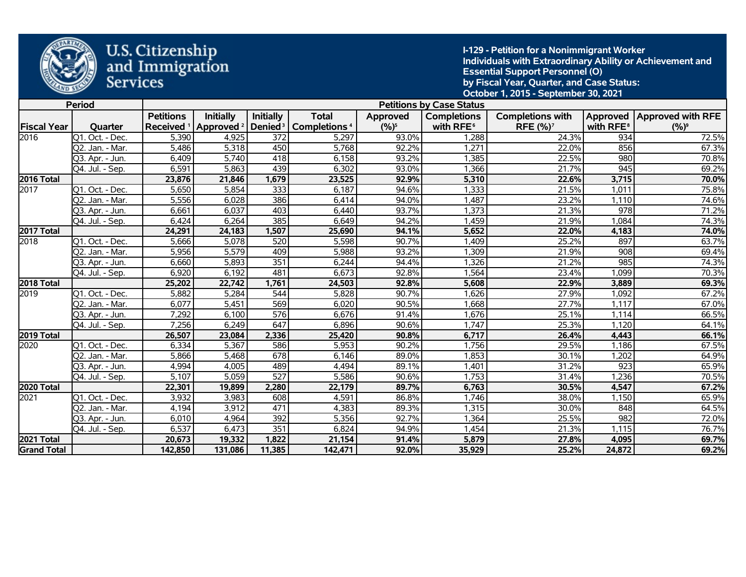U.S. Citizenship and Immigration Services

**I-129 - Petition for a Nonimmigrant Worker Individuals with Extraordinary Ability or Achievement and Essential Support Personnel (O) by Fiscal Year, Quarter, and Case Status: October 1, 2015 - September 30, 2021**

| Period | | Petitions by Case Status | | | | | | | | |
|---|---|---|---|---|---|---|---|---|---|---|
| Fiscal Year | Quarter | Petitions Received [1] | Initially Approved [2] | Initially Denied [3] | Total Completions [4] | Approved (%)[5] | Completions with RFE[6] | Completions with RFE (%)[7] | Approved with RFE[8] | Approved with RFE (%)[9] |
| 2016 | Q1. Oct. - Dec. | 5,390 | 4,925 | 372 | 5,297 | 93.0% | 1,288 | 24.3% | 934 | 72.5% |
| | Q2. Jan. - Mar. | 5,486 | 5,318 | 450 | 5,768 | 92.2% | 1,271 | 22.0% | 856 | 67.3% |
| | Q3. Apr. - Jun. | 6,409 | 5,740 | 418 | 6,158 | 93.2% | 1,385 | 22.5% | 980 | 70.8% |
| | Q4. Jul. - Sep. | 6,591 | 5,863 | 439 | 6,302 | 93.0% | 1,366 | 21.7% | 945 | 69.2% |
| **2016 Total** | | **23,876** | **21,846** | **1,679** | **23,525** | **92.9%** | **5,310** | **22.6%** | **3,715** | **70.0%** |
| 2017 | Q1. Oct. - Dec. | 5,650 | 5,854 | 333 | 6,187 | 94.6% | 1,333 | 21.5% | 1,011 | 75.8% |
| | Q2. Jan. - Mar. | 5,556 | 6,028 | 386 | 6,414 | 94.0% | 1,487 | 23.2% | 1,110 | 74.6% |
| | Q3. Apr. - Jun. | 6,661 | 6,037 | 403 | 6,440 | 93.7% | 1,373 | 21.3% | 978 | 71.2% |
| | Q4. Jul. - Sep. | 6,424 | 6,264 | 385 | 6,649 | 94.2% | 1,459 | 21.9% | 1,084 | 74.3% |
| **2017 Total** | | **24,291** | **24,183** | **1,507** | **25,690** | **94.1%** | **5,652** | **22.0%** | **4,183** | **74.0%** |
| 2018 | Q1. Oct. - Dec. | 5,666 | 5,078 | 520 | 5,598 | 90.7% | 1,409 | 25.2% | 897 | 63.7% |
| | Q2. Jan. - Mar. | 5,956 | 5,579 | 409 | 5,988 | 93.2% | 1,309 | 21.9% | 908 | 69.4% |
| | Q3. Apr. - Jun. | 6,660 | 5,893 | 351 | 6,244 | 94.4% | 1,326 | 21.2% | 985 | 74.3% |
| | Q4. Jul. - Sep. | 6,920 | 6,192 | 481 | 6,673 | 92.8% | 1,564 | 23.4% | 1,099 | 70.3% |
| **2018 Total** | | **25,202** | **22,742** | **1,761** | **24,503** | **92.8%** | **5,608** | **22.9%** | **3,889** | **69.3%** |
| 2019 | Q1. Oct. - Dec. | 5,882 | 5,284 | 544 | 5,828 | 90.7% | 1,626 | 27.9% | 1,092 | 67.2% |
| | Q2. Jan. - Mar. | 6,077 | 5,451 | 569 | 6,020 | 90.5% | 1,668 | 27.7% | 1,117 | 67.0% |
| | Q3. Apr. - Jun. | 7,292 | 6,100 | 576 | 6,676 | 91.4% | 1,676 | 25.1% | 1,114 | 66.5% |
| | Q4. Jul. - Sep. | 7,256 | 6,249 | 647 | 6,896 | 90.6% | 1,747 | 25.3% | 1,120 | 64.1% |
| **2019 Total** | | **26,507** | **23,084** | **2,336** | **25,420** | **90.8%** | **6,717** | **26.4%** | **4,443** | **66.1%** |
| 2020 | Q1. Oct. - Dec. | 6,334 | 5,367 | 586 | 5,953 | 90.2% | 1,756 | 29.5% | 1,186 | 67.5% |
| | Q2. Jan. - Mar. | 5,866 | 5,468 | 678 | 6,146 | 89.0% | 1,853 | 30.1% | 1,202 | 64.9% |
| | Q3. Apr. - Jun. | 4,994 | 4,005 | 489 | 4,494 | 89.1% | 1,401 | 31.2% | 923 | 65.9% |
| | Q4. Jul. - Sep. | 5,107 | 5,059 | 527 | 5,586 | 90.6% | 1,753 | 31.4% | 1,236 | 70.5% |
| **2020 Total** | | **22,301** | **19,899** | **2,280** | **22,179** | **89.7%** | **6,763** | **30.5%** | **4,547** | **67.2%** |
| 2021 | Q1. Oct. - Dec. | 3,932 | 3,983 | 608 | 4,591 | 86.8% | 1,746 | 38.0% | 1,150 | 65.9% |
| | Q2. Jan. - Mar. | 4,194 | 3,912 | 471 | 4,383 | 89.3% | 1,315 | 30.0% | 848 | 64.5% |
| | Q3. Apr. - Jun. | 6,010 | 4,964 | 392 | 5,356 | 92.7% | 1,364 | 25.5% | 982 | 72.0% |
| | Q4. Jul. - Sep. | 6,537 | 6,473 | 351 | 6,824 | 94.9% | 1,454 | 21.3% | 1,115 | 76.7% |
| **2021 Total** | | **20,673** | **19,332** | **1,822** | **21,154** | **91.4%** | **5,879** | **27.8%** | **4,095** | **69.7%** |
| **Grand Total** | | **142,850** | **131,086** | **11,385** | **142,471** | **92.0%** | **35,929** | **25.2%** | **24,872** | **69.2%** |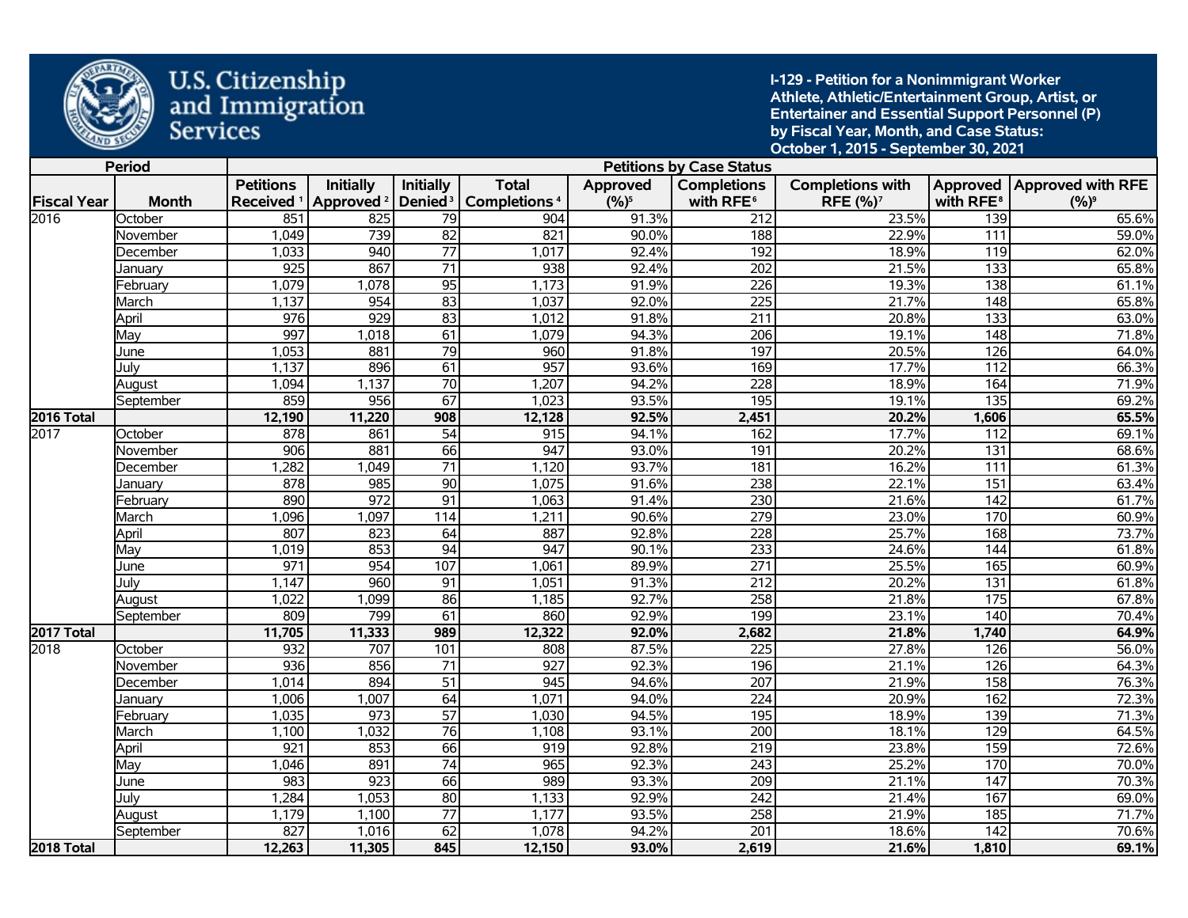U.S. Citizenship and Immigration Services

**I-129 - Petition for a Nonimmigrant Worker Athlete, Athletic/Entertainment Group, Artist, or Entertainer and Essential Support Personnel (P) by Fiscal Year, Month, and Case Status: October 1, 2015 - September 30, 2021**

| Period | | Petitions by Case Status | | | | | | | | |
|---|---|---|---|---|---|---|---|---|---|---|
| Fiscal Year | Month | Petitions Received [1] | Initially Approved [2] | Initially Denied [3] | Total Completions [4] | Approved (%)[5] | Completions with RFE[6] | Completions with RFE (%)[7] | Approved with RFE[8] | Approved with RFE (%)[9] |
| 2016 | October | 851 | 825 | 79 | 904 | 91.3% | 212 | 23.5% | 139 | 65.6% |
| | November | 1,049 | 739 | 82 | 821 | 90.0% | 188 | 22.9% | 111 | 59.0% |
| | December | 1,033 | 940 | 77 | 1,017 | 92.4% | 192 | 18.9% | 119 | 62.0% |
| | January | 925 | 867 | 71 | 938 | 92.4% | 202 | 21.5% | 133 | 65.8% |
| | February | 1,079 | 1,078 | 95 | 1,173 | 91.9% | 226 | 19.3% | 138 | 61.1% |
| | March | 1,137 | 954 | 83 | 1,037 | 92.0% | 225 | 21.7% | 148 | 65.8% |
| | April | 976 | 929 | 83 | 1,012 | 91.8% | 211 | 20.8% | 133 | 63.0% |
| | May | 997 | 1,018 | 61 | 1,079 | 94.3% | 206 | 19.1% | 148 | 71.8% |
| | June | 1,053 | 881 | 79 | 960 | 91.8% | 197 | 20.5% | 126 | 64.0% |
| | July | 1,137 | 896 | 61 | 957 | 93.6% | 169 | 17.7% | 112 | 66.3% |
| | August | 1,094 | 1,137 | 70 | 1,207 | 94.2% | 228 | 18.9% | 164 | 71.9% |
| | September | 859 | 956 | 67 | 1,023 | 93.5% | 195 | 19.1% | 135 | 69.2% |
| **2016 Total** | | **12,190** | **11,220** | **908** | **12,128** | **92.5%** | **2,451** | **20.2%** | **1,606** | **65.5%** |
| 2017 | October | 878 | 861 | 54 | 915 | 94.1% | 162 | 17.7% | 112 | 69.1% |
| | November | 906 | 881 | 66 | 947 | 93.0% | 191 | 20.2% | 131 | 68.6% |
| | December | 1,282 | 1,049 | 71 | 1,120 | 93.7% | 181 | 16.2% | 111 | 61.3% |
| | January | 878 | 985 | 90 | 1,075 | 91.6% | 238 | 22.1% | 151 | 63.4% |
| | February | 890 | 972 | 91 | 1,063 | 91.4% | 230 | 21.6% | 142 | 61.7% |
| | March | 1,096 | 1,097 | 114 | 1,211 | 90.6% | 279 | 23.0% | 170 | 60.9% |
| | April | 807 | 823 | 64 | 887 | 92.8% | 228 | 25.7% | 168 | 73.7% |
| | May | 1,019 | 853 | 94 | 947 | 90.1% | 233 | 24.6% | 144 | 61.8% |
| | June | 971 | 954 | 107 | 1,061 | 89.9% | 271 | 25.5% | 165 | 60.9% |
| | July | 1,147 | 960 | 91 | 1,051 | 91.3% | 212 | 20.2% | 131 | 61.8% |
| | August | 1,022 | 1,099 | 86 | 1,185 | 92.7% | 258 | 21.8% | 175 | 67.8% |
| | September | 809 | 799 | 61 | 860 | 92.9% | 199 | 23.1% | 140 | 70.4% |
| **2017 Total** | | **11,705** | **11,333** | **989** | **12,322** | **92.0%** | **2,682** | **21.8%** | **1,740** | **64.9%** |
| 2018 | October | 932 | 707 | 101 | 808 | 87.5% | 225 | 27.8% | 126 | 56.0% |
| | November | 936 | 856 | 71 | 927 | 92.3% | 196 | 21.1% | 126 | 64.3% |
| | December | 1,014 | 894 | 51 | 945 | 94.6% | 207 | 21.9% | 158 | 76.3% |
| | January | 1,006 | 1,007 | 64 | 1,071 | 94.0% | 224 | 20.9% | 162 | 72.3% |
| | February | 1,035 | 973 | 57 | 1,030 | 94.5% | 195 | 18.9% | 139 | 71.3% |
| | March | 1,100 | 1,032 | 76 | 1,108 | 93.1% | 200 | 18.1% | 129 | 64.5% |
| | April | 921 | 853 | 66 | 919 | 92.8% | 219 | 23.8% | 159 | 72.6% |
| | May | 1,046 | 891 | 74 | 965 | 92.3% | 243 | 25.2% | 170 | 70.0% |
| | June | 983 | 923 | 66 | 989 | 93.3% | 209 | 21.1% | 147 | 70.3% |
| | July | 1,284 | 1,053 | 80 | 1,133 | 92.9% | 242 | 21.4% | 167 | 69.0% |
| | August | 1,179 | 1,100 | 77 | 1,177 | 93.5% | 258 | 21.9% | 185 | 71.7% |
| | September | 827 | 1,016 | 62 | 1,078 | 94.2% | 201 | 18.6% | 142 | 70.6% |
| **2018 Total** | | **12,263** | **11,305** | **845** | **12,150** | **93.0%** | **2,619** | **21.6%** | **1,810** | **69.1%** |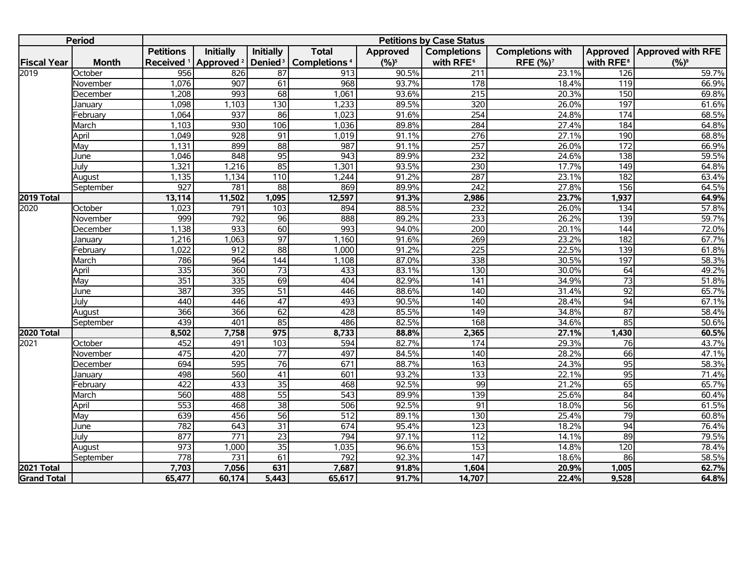| Period | | Petitions by Case Status | | | | | | | | |
|---|---|---|---|---|---|---|---|---|---|---|
| Fiscal Year | Month | Petitions Received [1] | Initially Approved [2] | Initially Denied [3] | Total Completions [4] | Approved (%)[5] | Completions with RFE[6] | Completions with RFE (%)[7] | Approved with RFE[8] | Approved with RFE (%)[9] |
| 2019 | October | 956 | 826 | 87 | 913 | 90.5% | 211 | 23.1% | 126 | 59.7% |
| | November | 1,076 | 907 | 61 | 968 | 93.7% | 178 | 18.4% | 119 | 66.9% |
| | December | 1,208 | 993 | 68 | 1,061 | 93.6% | 215 | 20.3% | 150 | 69.8% |
| | January | 1,098 | 1,103 | 130 | 1,233 | 89.5% | 320 | 26.0% | 197 | 61.6% |
| | February | 1,064 | 937 | 86 | 1,023 | 91.6% | 254 | 24.8% | 174 | 68.5% |
| | March | 1,103 | 930 | 106 | 1,036 | 89.8% | 284 | 27.4% | 184 | 64.8% |
| | April | 1,049 | 928 | 91 | 1,019 | 91.1% | 276 | 27.1% | 190 | 68.8% |
| | May | 1,131 | 899 | 88 | 987 | 91.1% | 257 | 26.0% | 172 | 66.9% |
| | June | 1,046 | 848 | 95 | 943 | 89.9% | 232 | 24.6% | 138 | 59.5% |
| | July | 1,321 | 1,216 | 85 | 1,301 | 93.5% | 230 | 17.7% | 149 | 64.8% |
| | August | 1,135 | 1,134 | 110 | 1,244 | 91.2% | 287 | 23.1% | 182 | 63.4% |
| | September | 927 | 781 | 88 | 869 | 89.9% | 242 | 27.8% | 156 | 64.5% |
| **2019 Total** | | **13,114** | **11,502** | **1,095** | **12,597** | **91.3%** | **2,986** | **23.7%** | **1,937** | **64.9%** |
| 2020 | October | 1,023 | 791 | 103 | 894 | 88.5% | 232 | 26.0% | 134 | 57.8% |
| | November | 999 | 792 | 96 | 888 | 89.2% | 233 | 26.2% | 139 | 59.7% |
| | December | 1,138 | 933 | 60 | 993 | 94.0% | 200 | 20.1% | 144 | 72.0% |
| | January | 1,216 | 1,063 | 97 | 1,160 | 91.6% | 269 | 23.2% | 182 | 67.7% |
| | February | 1,022 | 912 | 88 | 1,000 | 91.2% | 225 | 22.5% | 139 | 61.8% |
| | March | 786 | 964 | 144 | 1,108 | 87.0% | 338 | 30.5% | 197 | 58.3% |
| | April | 335 | 360 | 73 | 433 | 83.1% | 130 | 30.0% | 64 | 49.2% |
| | May | 351 | 335 | 69 | 404 | 82.9% | 141 | 34.9% | 73 | 51.8% |
| | June | 387 | 395 | 51 | 446 | 88.6% | 140 | 31.4% | 92 | 65.7% |
| | July | 440 | 446 | 47 | 493 | 90.5% | 140 | 28.4% | 94 | 67.1% |
| | August | 366 | 366 | 62 | 428 | 85.5% | 149 | 34.8% | 87 | 58.4% |
| | September | 439 | 401 | 85 | 486 | 82.5% | 168 | 34.6% | 85 | 50.6% |
| **2020 Total** | | **8,502** | **7,758** | **975** | **8,733** | **88.8%** | **2,365** | **27.1%** | **1,430** | **60.5%** |
| 2021 | October | 452 | 491 | 103 | 594 | 82.7% | 174 | 29.3% | 76 | 43.7% |
| | November | 475 | 420 | 77 | 497 | 84.5% | 140 | 28.2% | 66 | 47.1% |
| | December | 694 | 595 | 76 | 671 | 88.7% | 163 | 24.3% | 95 | 58.3% |
| | January | 498 | 560 | 41 | 601 | 93.2% | 133 | 22.1% | 95 | 71.4% |
| | February | 422 | 433 | 35 | 468 | 92.5% | 99 | 21.2% | 65 | 65.7% |
| | March | 560 | 488 | 55 | 543 | 89.9% | 139 | 25.6% | 84 | 60.4% |
| | April | 553 | 468 | 38 | 506 | 92.5% | 91 | 18.0% | 56 | 61.5% |
| | May | 639 | 456 | 56 | 512 | 89.1% | 130 | 25.4% | 79 | 60.8% |
| | June | 782 | 643 | 31 | 674 | 95.4% | 123 | 18.2% | 94 | 76.4% |
| | July | 877 | 771 | 23 | 794 | 97.1% | 112 | 14.1% | 89 | 79.5% |
| | August | 973 | 1,000 | 35 | 1,035 | 96.6% | 153 | 14.8% | 120 | 78.4% |
| | September | 778 | 731 | 61 | 792 | 92.3% | 147 | 18.6% | 86 | 58.5% |
| **2021 Total** | | **7,703** | **7,056** | **631** | **7,687** | **91.8%** | **1,604** | **20.9%** | **1,005** | **62.7%** |
| **Grand Total** | | **65,477** | **60,174** | **5,443** | **65,617** | **91.7%** | **14,707** | **22.4%** | **9,528** | **64.8%** |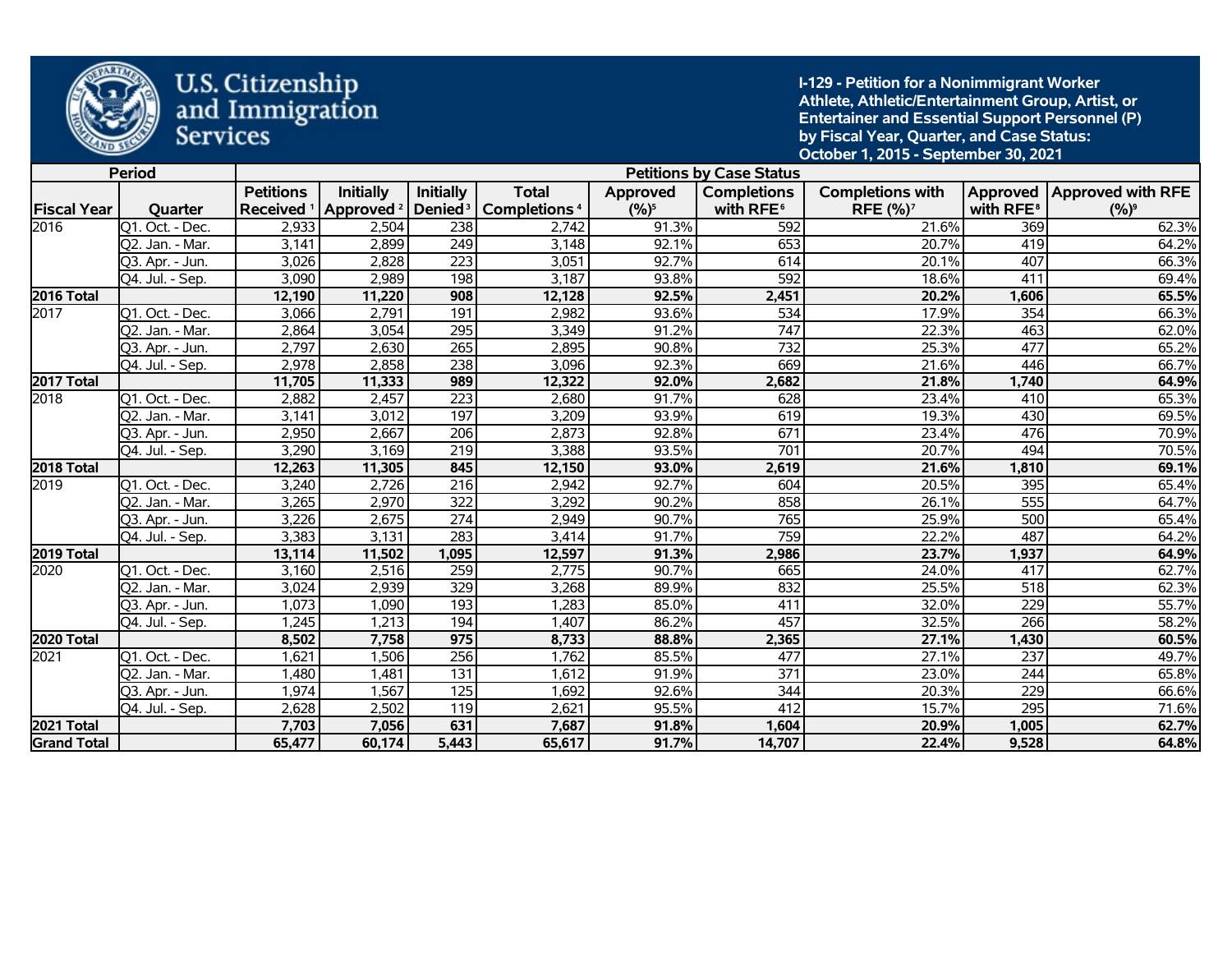U.S. Citizenship and Immigration Services

**I-129 - Petition for a Nonimmigrant Worker Athlete, Athletic/Entertainment Group, Artist, or Entertainer and Essential Support Personnel (P) by Fiscal Year, Quarter, and Case Status: October 1, 2015 - September 30, 2021**

| Period | | Petitions by Case Status | | | | | | | | |
|---|---|---|---|---|---|---|---|---|---|---|
| Fiscal Year | Quarter | Petitions Received [1] | Initially Approved [2] | Initially Denied [3] | Total Completions [4] | Approved (%)[5] | Completions with RFE[6] | Completions with RFE (%)[7] | Approved with RFE[8] | Approved with RFE (%)[9] |
| 2016 | Q1. Oct. - Dec. | 2,933 | 2,504 | 238 | 2,742 | 91.3% | 592 | 21.6% | 369 | 62.3% |
| | Q2. Jan. - Mar. | 3,141 | 2,899 | 249 | 3,148 | 92.1% | 653 | 20.7% | 419 | 64.2% |
| | Q3. Apr. - Jun. | 3,026 | 2,828 | 223 | 3,051 | 92.7% | 614 | 20.1% | 407 | 66.3% |
| | Q4. Jul. - Sep. | 3,090 | 2,989 | 198 | 3,187 | 93.8% | 592 | 18.6% | 411 | 69.4% |
| **2016 Total** | | **12,190** | **11,220** | **908** | **12,128** | **92.5%** | **2,451** | **20.2%** | **1,606** | **65.5%** |
| 2017 | Q1. Oct. - Dec. | 3,066 | 2,791 | 191 | 2,982 | 93.6% | 534 | 17.9% | 354 | 66.3% |
| | Q2. Jan. - Mar. | 2,864 | 3,054 | 295 | 3,349 | 91.2% | 747 | 22.3% | 463 | 62.0% |
| | Q3. Apr. - Jun. | 2,797 | 2,630 | 265 | 2,895 | 90.8% | 732 | 25.3% | 477 | 65.2% |
| | Q4. Jul. - Sep. | 2,978 | 2,858 | 238 | 3,096 | 92.3% | 669 | 21.6% | 446 | 66.7% |
| **2017 Total** | | **11,705** | **11,333** | **989** | **12,322** | **92.0%** | **2,682** | **21.8%** | **1,740** | **64.9%** |
| 2018 | Q1. Oct. - Dec. | 2,882 | 2,457 | 223 | 2,680 | 91.7% | 628 | 23.4% | 410 | 65.3% |
| | Q2. Jan. - Mar. | 3,141 | 3,012 | 197 | 3,209 | 93.9% | 619 | 19.3% | 430 | 69.5% |
| | Q3. Apr. - Jun. | 2,950 | 2,667 | 206 | 2,873 | 92.8% | 671 | 23.4% | 476 | 70.9% |
| | Q4. Jul. - Sep. | 3,290 | 3,169 | 219 | 3,388 | 93.5% | 701 | 20.7% | 494 | 70.5% |
| **2018 Total** | | **12,263** | **11,305** | **845** | **12,150** | **93.0%** | **2,619** | **21.6%** | **1,810** | **69.1%** |
| 2019 | Q1. Oct. - Dec. | 3,240 | 2,726 | 216 | 2,942 | 92.7% | 604 | 20.5% | 395 | 65.4% |
| | Q2. Jan. - Mar. | 3,265 | 2,970 | 322 | 3,292 | 90.2% | 858 | 26.1% | 555 | 64.7% |
| | Q3. Apr. - Jun. | 3,226 | 2,675 | 274 | 2,949 | 90.7% | 765 | 25.9% | 500 | 65.4% |
| | Q4. Jul. - Sep. | 3,383 | 3,131 | 283 | 3,414 | 91.7% | 759 | 22.2% | 487 | 64.2% |
| **2019 Total** | | **13,114** | **11,502** | **1,095** | **12,597** | **91.3%** | **2,986** | **23.7%** | **1,937** | **64.9%** |
| 2020 | Q1. Oct. - Dec. | 3,160 | 2,516 | 259 | 2,775 | 90.7% | 665 | 24.0% | 417 | 62.7% |
| | Q2. Jan. - Mar. | 3,024 | 2,939 | 329 | 3,268 | 89.9% | 832 | 25.5% | 518 | 62.3% |
| | Q3. Apr. - Jun. | 1,073 | 1,090 | 193 | 1,283 | 85.0% | 411 | 32.0% | 229 | 55.7% |
| | Q4. Jul. - Sep. | 1,245 | 1,213 | 194 | 1,407 | 86.2% | 457 | 32.5% | 266 | 58.2% |
| **2020 Total** | | **8,502** | **7,758** | **975** | **8,733** | **88.8%** | **2,365** | **27.1%** | **1,430** | **60.5%** |
| 2021 | Q1. Oct. - Dec. | 1,621 | 1,506 | 256 | 1,762 | 85.5% | 477 | 27.1% | 237 | 49.7% |
| | Q2. Jan. - Mar. | 1,480 | 1,481 | 131 | 1,612 | 91.9% | 371 | 23.0% | 244 | 65.8% |
| | Q3. Apr. - Jun. | 1,974 | 1,567 | 125 | 1,692 | 92.6% | 344 | 20.3% | 229 | 66.6% |
| | Q4. Jul. - Sep. | 2,628 | 2,502 | 119 | 2,621 | 95.5% | 412 | 15.7% | 295 | 71.6% |
| **2021 Total** | | **7,703** | **7,056** | **631** | **7,687** | **91.8%** | **1,604** | **20.9%** | **1,005** | **62.7%** |
| **Grand Total** | | **65,477** | **60,174** | **5,443** | **65,617** | **91.7%** | **14,707** | **22.4%** | **9,528** | **64.8%** |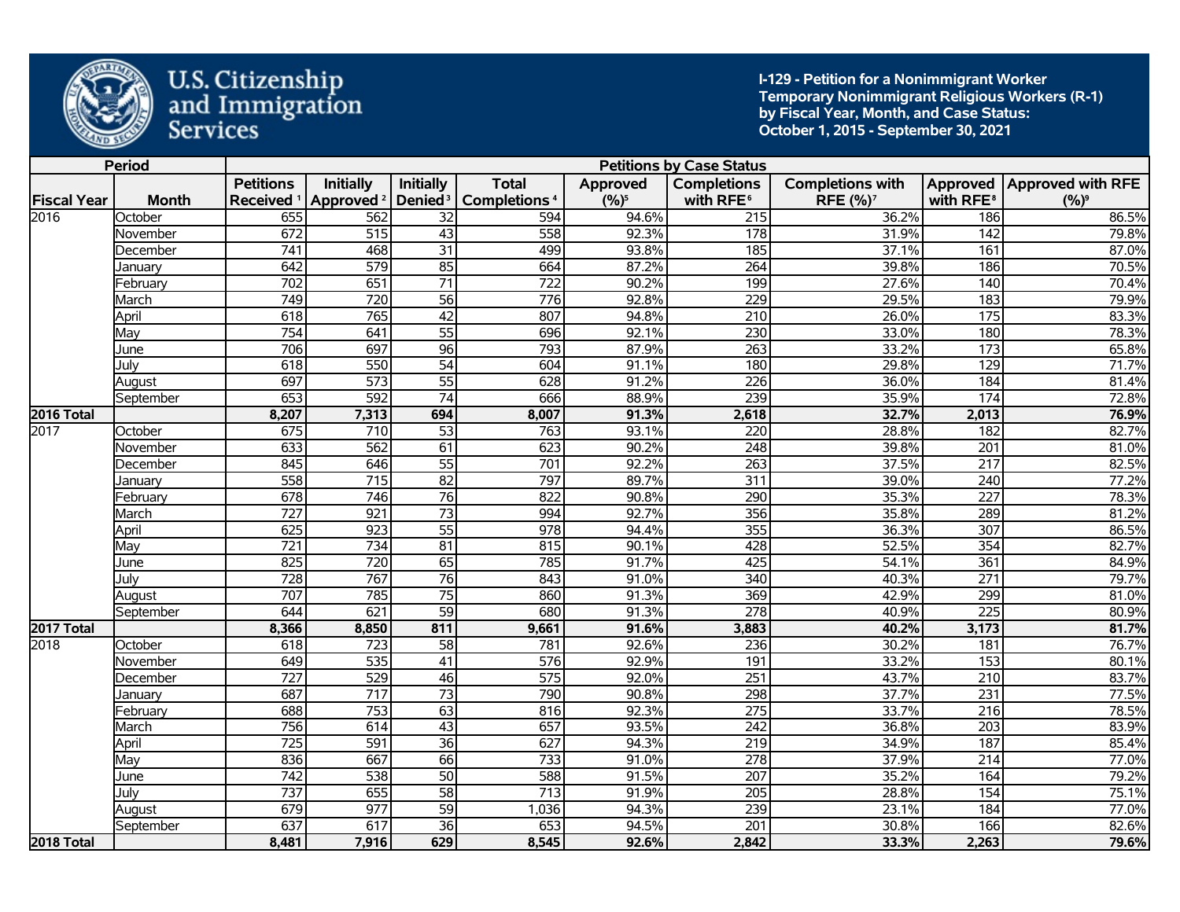U.S. Citizenship and Immigration Services

**I-129 - Petition for a Nonimmigrant Worker**
**Temporary Nonimmigrant Religious Workers (R-1)**
**by Fiscal Year, Month, and Case Status:**
**October 1, 2015 - September 30, 2021**

| Period | | Petitions by Case Status | | | | | | | | |
|---|---|---|---|---|---|---|---|---|---|---|
| Fiscal Year | Month | Petitions Received [1] | Initially Approved [2] | Initially Denied [3] | Total Completions [4] | Approved (%)[5] | Completions with RFE[6] | Completions with RFE (%)[7] | Approved with RFE[8] | Approved with RFE (%)[9] |
| 2016 | October | 655 | 562 | 32 | 594 | 94.6% | 215 | 36.2% | 186 | 86.5% |
| | November | 672 | 515 | 43 | 558 | 92.3% | 178 | 31.9% | 142 | 79.8% |
| | December | 741 | 468 | 31 | 499 | 93.8% | 185 | 37.1% | 161 | 87.0% |
| | January | 642 | 579 | 85 | 664 | 87.2% | 264 | 39.8% | 186 | 70.5% |
| | February | 702 | 651 | 71 | 722 | 90.2% | 199 | 27.6% | 140 | 70.4% |
| | March | 749 | 720 | 56 | 776 | 92.8% | 229 | 29.5% | 183 | 79.9% |
| | April | 618 | 765 | 42 | 807 | 94.8% | 210 | 26.0% | 175 | 83.3% |
| | May | 754 | 641 | 55 | 696 | 92.1% | 230 | 33.0% | 180 | 78.3% |
| | June | 706 | 697 | 96 | 793 | 87.9% | 263 | 33.2% | 173 | 65.8% |
| | July | 618 | 550 | 54 | 604 | 91.1% | 180 | 29.8% | 129 | 71.7% |
| | August | 697 | 573 | 55 | 628 | 91.2% | 226 | 36.0% | 184 | 81.4% |
| | September | 653 | 592 | 74 | 666 | 88.9% | 239 | 35.9% | 174 | 72.8% |
| **2016 Total** | | **8,207** | **7,313** | **694** | **8,007** | **91.3%** | **2,618** | **32.7%** | **2,013** | **76.9%** |
| 2017 | October | 675 | 710 | 53 | 763 | 93.1% | 220 | 28.8% | 182 | 82.7% |
| | November | 633 | 562 | 61 | 623 | 90.2% | 248 | 39.8% | 201 | 81.0% |
| | December | 845 | 646 | 55 | 701 | 92.2% | 263 | 37.5% | 217 | 82.5% |
| | January | 558 | 715 | 82 | 797 | 89.7% | 311 | 39.0% | 240 | 77.2% |
| | February | 678 | 746 | 76 | 822 | 90.8% | 290 | 35.3% | 227 | 78.3% |
| | March | 727 | 921 | 73 | 994 | 92.7% | 356 | 35.8% | 289 | 81.2% |
| | April | 625 | 923 | 55 | 978 | 94.4% | 355 | 36.3% | 307 | 86.5% |
| | May | 721 | 734 | 81 | 815 | 90.1% | 428 | 52.5% | 354 | 82.7% |
| | June | 825 | 720 | 65 | 785 | 91.7% | 425 | 54.1% | 361 | 84.9% |
| | July | 728 | 767 | 76 | 843 | 91.0% | 340 | 40.3% | 271 | 79.7% |
| | August | 707 | 785 | 75 | 860 | 91.3% | 369 | 42.9% | 299 | 81.0% |
| | September | 644 | 621 | 59 | 680 | 91.3% | 278 | 40.9% | 225 | 80.9% |
| **2017 Total** | | **8,366** | **8,850** | **811** | **9,661** | **91.6%** | **3,883** | **40.2%** | **3,173** | **81.7%** |
| 2018 | October | 618 | 723 | 58 | 781 | 92.6% | 236 | 30.2% | 181 | 76.7% |
| | November | 649 | 535 | 41 | 576 | 92.9% | 191 | 33.2% | 153 | 80.1% |
| | December | 727 | 529 | 46 | 575 | 92.0% | 251 | 43.7% | 210 | 83.7% |
| | January | 687 | 717 | 73 | 790 | 90.8% | 298 | 37.7% | 231 | 77.5% |
| | February | 688 | 753 | 63 | 816 | 92.3% | 275 | 33.7% | 216 | 78.5% |
| | March | 756 | 614 | 43 | 657 | 93.5% | 242 | 36.8% | 203 | 83.9% |
| | April | 725 | 591 | 36 | 627 | 94.3% | 219 | 34.9% | 187 | 85.4% |
| | May | 836 | 667 | 66 | 733 | 91.0% | 278 | 37.9% | 214 | 77.0% |
| | June | 742 | 538 | 50 | 588 | 91.5% | 207 | 35.2% | 164 | 79.2% |
| | July | 737 | 655 | 58 | 713 | 91.9% | 205 | 28.8% | 154 | 75.1% |
| | August | 679 | 977 | 59 | 1,036 | 94.3% | 239 | 23.1% | 184 | 77.0% |
| | September | 637 | 617 | 36 | 653 | 94.5% | 201 | 30.8% | 166 | 82.6% |
| **2018 Total** | | **8,481** | **7,916** | **629** | **8,545** | **92.6%** | **2,842** | **33.3%** | **2,263** | **79.6%** |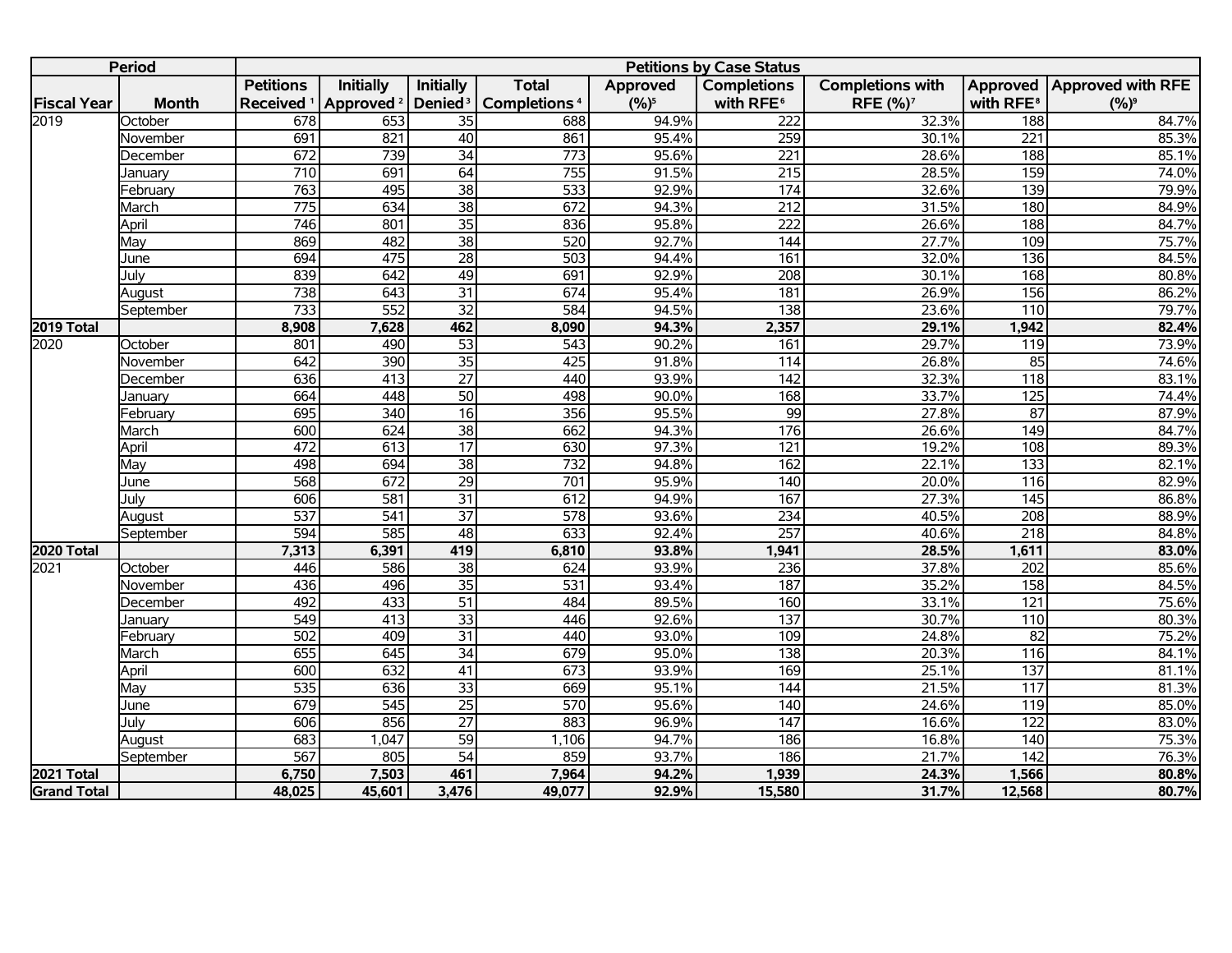| Period | | Petitions by Case Status | | | | | | | | |
|---|---|---|---|---|---|---|---|---|---|---|
| Fiscal Year | Month | Petitions Received [1] | Initially Approved [2] | Initially Denied [3] | Total Completions [4] | Approved (%)[5] | Completions with RFE [6] | Completions with RFE (%)[7] | Approved with RFE [8] | Approved with RFE (%)[9] |
| 2019 | October | 678 | 653 | 35 | 688 | 94.9% | 222 | 32.3% | 188 | 84.7% |
| | November | 691 | 821 | 40 | 861 | 95.4% | 259 | 30.1% | 221 | 85.3% |
| | December | 672 | 739 | 34 | 773 | 95.6% | 221 | 28.6% | 188 | 85.1% |
| | January | 710 | 691 | 64 | 755 | 91.5% | 215 | 28.5% | 159 | 74.0% |
| | February | 763 | 495 | 38 | 533 | 92.9% | 174 | 32.6% | 139 | 79.9% |
| | March | 775 | 634 | 38 | 672 | 94.3% | 212 | 31.5% | 180 | 84.9% |
| | April | 746 | 801 | 35 | 836 | 95.8% | 222 | 26.6% | 188 | 84.7% |
| | May | 869 | 482 | 38 | 520 | 92.7% | 144 | 27.7% | 109 | 75.7% |
| | June | 694 | 475 | 28 | 503 | 94.4% | 161 | 32.0% | 136 | 84.5% |
| | July | 839 | 642 | 49 | 691 | 92.9% | 208 | 30.1% | 168 | 80.8% |
| | August | 738 | 643 | 31 | 674 | 95.4% | 181 | 26.9% | 156 | 86.2% |
| | September | 733 | 552 | 32 | 584 | 94.5% | 138 | 23.6% | 110 | 79.7% |
| **2019 Total** | | **8,908** | **7,628** | **462** | **8,090** | **94.3%** | **2,357** | **29.1%** | **1,942** | **82.4%** |
| 2020 | October | 801 | 490 | 53 | 543 | 90.2% | 161 | 29.7% | 119 | 73.9% |
| | November | 642 | 390 | 35 | 425 | 91.8% | 114 | 26.8% | 85 | 74.6% |
| | December | 636 | 413 | 27 | 440 | 93.9% | 142 | 32.3% | 118 | 83.1% |
| | January | 664 | 448 | 50 | 498 | 90.0% | 168 | 33.7% | 125 | 74.4% |
| | February | 695 | 340 | 16 | 356 | 95.5% | 99 | 27.8% | 87 | 87.9% |
| | March | 600 | 624 | 38 | 662 | 94.3% | 176 | 26.6% | 149 | 84.7% |
| | April | 472 | 613 | 17 | 630 | 97.3% | 121 | 19.2% | 108 | 89.3% |
| | May | 498 | 694 | 38 | 732 | 94.8% | 162 | 22.1% | 133 | 82.1% |
| | June | 568 | 672 | 29 | 701 | 95.9% | 140 | 20.0% | 116 | 82.9% |
| | July | 606 | 581 | 31 | 612 | 94.9% | 167 | 27.3% | 145 | 86.8% |
| | August | 537 | 541 | 37 | 578 | 93.6% | 234 | 40.5% | 208 | 88.9% |
| | September | 594 | 585 | 48 | 633 | 92.4% | 257 | 40.6% | 218 | 84.8% |
| **2020 Total** | | **7,313** | **6,391** | **419** | **6,810** | **93.8%** | **1,941** | **28.5%** | **1,611** | **83.0%** |
| 2021 | October | 446 | 586 | 38 | 624 | 93.9% | 236 | 37.8% | 202 | 85.6% |
| | November | 436 | 496 | 35 | 531 | 93.4% | 187 | 35.2% | 158 | 84.5% |
| | December | 492 | 433 | 51 | 484 | 89.5% | 160 | 33.1% | 121 | 75.6% |
| | January | 549 | 413 | 33 | 446 | 92.6% | 137 | 30.7% | 110 | 80.3% |
| | February | 502 | 409 | 31 | 440 | 93.0% | 109 | 24.8% | 82 | 75.2% |
| | March | 655 | 645 | 34 | 679 | 95.0% | 138 | 20.3% | 116 | 84.1% |
| | April | 600 | 632 | 41 | 673 | 93.9% | 169 | 25.1% | 137 | 81.1% |
| | May | 535 | 636 | 33 | 669 | 95.1% | 144 | 21.5% | 117 | 81.3% |
| | June | 679 | 545 | 25 | 570 | 95.6% | 140 | 24.6% | 119 | 85.0% |
| | July | 606 | 856 | 27 | 883 | 96.9% | 147 | 16.6% | 122 | 83.0% |
| | August | 683 | 1,047 | 59 | 1,106 | 94.7% | 186 | 16.8% | 140 | 75.3% |
| | September | 567 | 805 | 54 | 859 | 93.7% | 186 | 21.7% | 142 | 76.3% |
| **2021 Total** | | **6,750** | **7,503** | **461** | **7,964** | **94.2%** | **1,939** | **24.3%** | **1,566** | **80.8%** |
| **Grand Total** | | **48,025** | **45,601** | **3,476** | **49,077** | **92.9%** | **15,580** | **31.7%** | **12,568** | **80.7%** |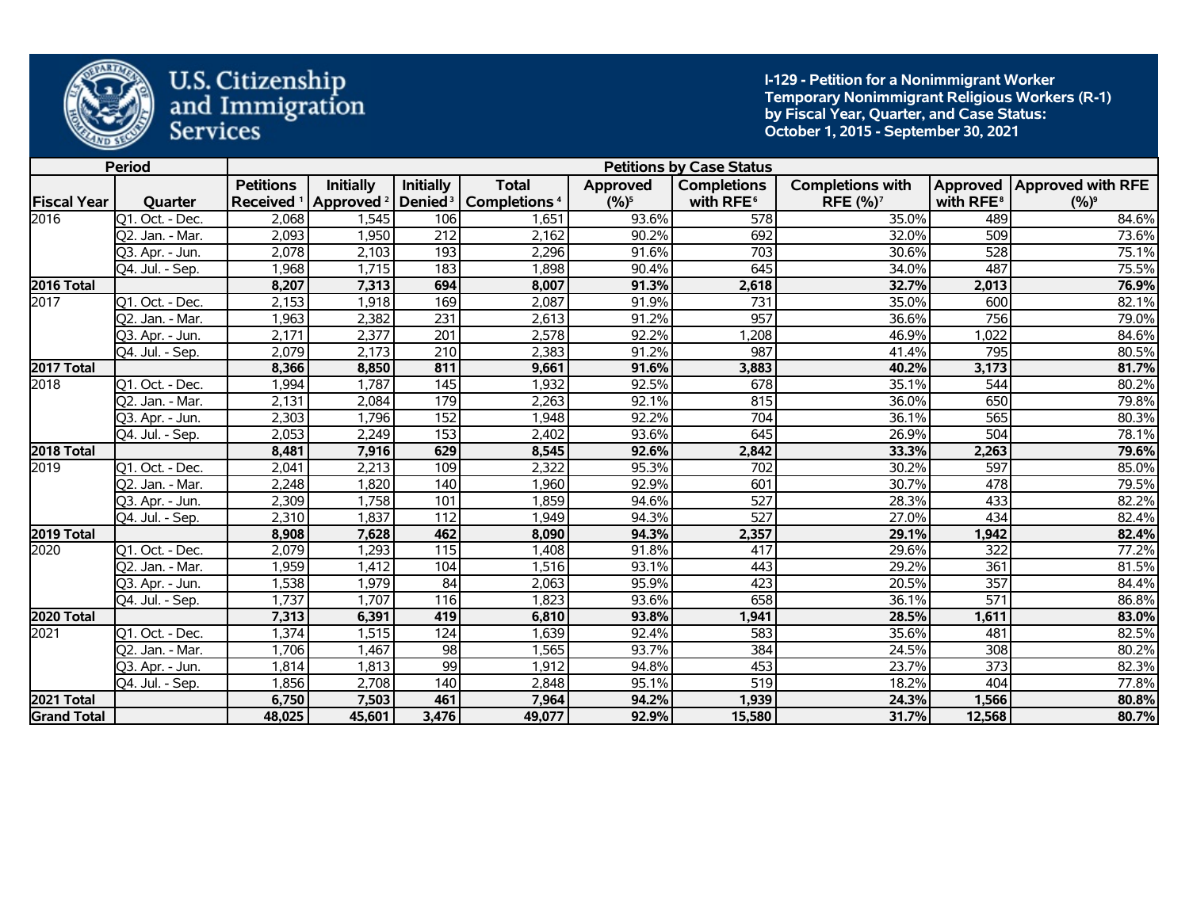U.S. Citizenship and Immigration Services

**I-129 - Petition for a Nonimmigrant Worker**
**Temporary Nonimmigrant Religious Workers (R-1)**
**by Fiscal Year, Quarter, and Case Status:**
**October 1, 2015 - September 30, 2021**

| Period | | Petitions by Case Status | | | | | | | | |
|---|---|---|---|---|---|---|---|---|---|---|
| Fiscal Year | Quarter | Petitions Received [1] | Initially Approved [2] | Initially Denied [3] | Total Completions [4] | Approved (%)[5] | Completions with RFE[6] | Completions with RFE (%)[7] | Approved with RFE[8] | Approved with RFE (%)[9] |
| 2016 | Q1. Oct. - Dec. | 2,068 | 1,545 | 106 | 1,651 | 93.6% | 578 | 35.0% | 489 | 84.6% |
| | Q2. Jan. - Mar. | 2,093 | 1,950 | 212 | 2,162 | 90.2% | 692 | 32.0% | 509 | 73.6% |
| | Q3. Apr. - Jun. | 2,078 | 2,103 | 193 | 2,296 | 91.6% | 703 | 30.6% | 528 | 75.1% |
| | Q4. Jul. - Sep. | 1,968 | 1,715 | 183 | 1,898 | 90.4% | 645 | 34.0% | 487 | 75.5% |
| **2016 Total** | | **8,207** | **7,313** | **694** | **8,007** | **91.3%** | **2,618** | **32.7%** | **2,013** | **76.9%** |
| 2017 | Q1. Oct. - Dec. | 2,153 | 1,918 | 169 | 2,087 | 91.9% | 731 | 35.0% | 600 | 82.1% |
| | Q2. Jan. - Mar. | 1,963 | 2,382 | 231 | 2,613 | 91.2% | 957 | 36.6% | 756 | 79.0% |
| | Q3. Apr. - Jun. | 2,171 | 2,377 | 201 | 2,578 | 92.2% | 1,208 | 46.9% | 1,022 | 84.6% |
| | Q4. Jul. - Sep. | 2,079 | 2,173 | 210 | 2,383 | 91.2% | 987 | 41.4% | 795 | 80.5% |
| **2017 Total** | | **8,366** | **8,850** | **811** | **9,661** | **91.6%** | **3,883** | **40.2%** | **3,173** | **81.7%** |
| 2018 | Q1. Oct. - Dec. | 1,994 | 1,787 | 145 | 1,932 | 92.5% | 678 | 35.1% | 544 | 80.2% |
| | Q2. Jan. - Mar. | 2,131 | 2,084 | 179 | 2,263 | 92.1% | 815 | 36.0% | 650 | 79.8% |
| | Q3. Apr. - Jun. | 2,303 | 1,796 | 152 | 1,948 | 92.2% | 704 | 36.1% | 565 | 80.3% |
| | Q4. Jul. - Sep. | 2,053 | 2,249 | 153 | 2,402 | 93.6% | 645 | 26.9% | 504 | 78.1% |
| **2018 Total** | | **8,481** | **7,916** | **629** | **8,545** | **92.6%** | **2,842** | **33.3%** | **2,263** | **79.6%** |
| 2019 | Q1. Oct. - Dec. | 2,041 | 2,213 | 109 | 2,322 | 95.3% | 702 | 30.2% | 597 | 85.0% |
| | Q2. Jan. - Mar. | 2,248 | 1,820 | 140 | 1,960 | 92.9% | 601 | 30.7% | 478 | 79.5% |
| | Q3. Apr. - Jun. | 2,309 | 1,758 | 101 | 1,859 | 94.6% | 527 | 28.3% | 433 | 82.2% |
| | Q4. Jul. - Sep. | 2,310 | 1,837 | 112 | 1,949 | 94.3% | 527 | 27.0% | 434 | 82.4% |
| **2019 Total** | | **8,908** | **7,628** | **462** | **8,090** | **94.3%** | **2,357** | **29.1%** | **1,942** | **82.4%** |
| 2020 | Q1. Oct. - Dec. | 2,079 | 1,293 | 115 | 1,408 | 91.8% | 417 | 29.6% | 322 | 77.2% |
| | Q2. Jan. - Mar. | 1,959 | 1,412 | 104 | 1,516 | 93.1% | 443 | 29.2% | 361 | 81.5% |
| | Q3. Apr. - Jun. | 1,538 | 1,979 | 84 | 2,063 | 95.9% | 423 | 20.5% | 357 | 84.4% |
| | Q4. Jul. - Sep. | 1,737 | 1,707 | 116 | 1,823 | 93.6% | 658 | 36.1% | 571 | 86.8% |
| **2020 Total** | | **7,313** | **6,391** | **419** | **6,810** | **93.8%** | **1,941** | **28.5%** | **1,611** | **83.0%** |
| 2021 | Q1. Oct. - Dec. | 1,374 | 1,515 | 124 | 1,639 | 92.4% | 583 | 35.6% | 481 | 82.5% |
| | Q2. Jan. - Mar. | 1,706 | 1,467 | 98 | 1,565 | 93.7% | 384 | 24.5% | 308 | 80.2% |
| | Q3. Apr. - Jun. | 1,814 | 1,813 | 99 | 1,912 | 94.8% | 453 | 23.7% | 373 | 82.3% |
| | Q4. Jul. - Sep. | 1,856 | 2,708 | 140 | 2,848 | 95.1% | 519 | 18.2% | 404 | 77.8% |
| **2021 Total** | | **6,750** | **7,503** | **461** | **7,964** | **94.2%** | **1,939** | **24.3%** | **1,566** | **80.8%** |
| **Grand Total** | | **48,025** | **45,601** | **3,476** | **49,077** | **92.9%** | **15,580** | **31.7%** | **12,568** | **80.7%** |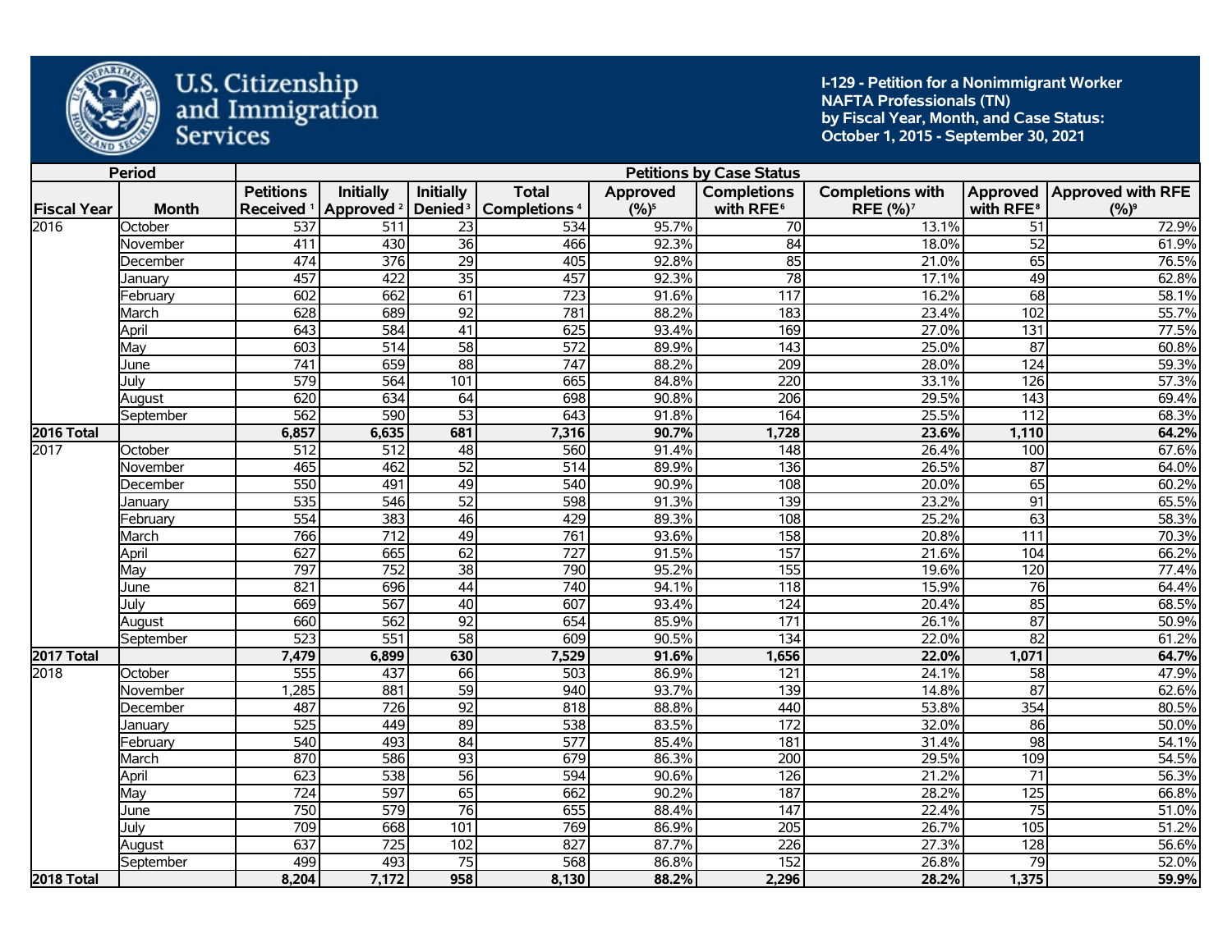U.S. Citizenship and Immigration Services

**I-129 - Petition for a Nonimmigrant Worker**
**NAFTA Professionals (TN)**
**by Fiscal Year, Month, and Case Status:**
**October 1, 2015 - September 30, 2021**

| Period | | Petitions by Case Status | | | | | | | | |
|---|---|---|---|---|---|---|---|---|---|---|
| Fiscal Year | Month | Petitions Received [1] | Initially Approved [2] | Initially Denied [3] | Total Completions [4] | Approved (%)[5] | Completions with RFE[6] | Completions with RFE (%)[7] | Approved with RFE[8] | Approved with RFE (%)[9] |
| 2016 | October | 537 | 511 | 23 | 534 | 95.7% | 70 | 13.1% | 51 | 72.9% |
| | November | 411 | 430 | 36 | 466 | 92.3% | 84 | 18.0% | 52 | 61.9% |
| | December | 474 | 376 | 29 | 405 | 92.8% | 85 | 21.0% | 65 | 76.5% |
| | January | 457 | 422 | 35 | 457 | 92.3% | 78 | 17.1% | 49 | 62.8% |
| | February | 602 | 662 | 61 | 723 | 91.6% | 117 | 16.2% | 68 | 58.1% |
| | March | 628 | 689 | 92 | 781 | 88.2% | 183 | 23.4% | 102 | 55.7% |
| | April | 643 | 584 | 41 | 625 | 93.4% | 169 | 27.0% | 131 | 77.5% |
| | May | 603 | 514 | 58 | 572 | 89.9% | 143 | 25.0% | 87 | 60.8% |
| | June | 741 | 659 | 88 | 747 | 88.2% | 209 | 28.0% | 124 | 59.3% |
| | July | 579 | 564 | 101 | 665 | 84.8% | 220 | 33.1% | 126 | 57.3% |
| | August | 620 | 634 | 64 | 698 | 90.8% | 206 | 29.5% | 143 | 69.4% |
| | September | 562 | 590 | 53 | 643 | 91.8% | 164 | 25.5% | 112 | 68.3% |
| **2016 Total** | | **6,857** | **6,635** | **681** | **7,316** | **90.7%** | **1,728** | **23.6%** | **1,110** | **64.2%** |
| 2017 | October | 512 | 512 | 48 | 560 | 91.4% | 148 | 26.4% | 100 | 67.6% |
| | November | 465 | 462 | 52 | 514 | 89.9% | 136 | 26.5% | 87 | 64.0% |
| | December | 550 | 491 | 49 | 540 | 90.9% | 108 | 20.0% | 65 | 60.2% |
| | January | 535 | 546 | 52 | 598 | 91.3% | 139 | 23.2% | 91 | 65.5% |
| | February | 554 | 383 | 46 | 429 | 89.3% | 108 | 25.2% | 63 | 58.3% |
| | March | 766 | 712 | 49 | 761 | 93.6% | 158 | 20.8% | 111 | 70.3% |
| | April | 627 | 665 | 62 | 727 | 91.5% | 157 | 21.6% | 104 | 66.2% |
| | May | 797 | 752 | 38 | 790 | 95.2% | 155 | 19.6% | 120 | 77.4% |
| | June | 821 | 696 | 44 | 740 | 94.1% | 118 | 15.9% | 76 | 64.4% |
| | July | 669 | 567 | 40 | 607 | 93.4% | 124 | 20.4% | 85 | 68.5% |
| | August | 660 | 562 | 92 | 654 | 85.9% | 171 | 26.1% | 87 | 50.9% |
| | September | 523 | 551 | 58 | 609 | 90.5% | 134 | 22.0% | 82 | 61.2% |
| **2017 Total** | | **7,479** | **6,899** | **630** | **7,529** | **91.6%** | **1,656** | **22.0%** | **1,071** | **64.7%** |
| 2018 | October | 555 | 437 | 66 | 503 | 86.9% | 121 | 24.1% | 58 | 47.9% |
| | November | 1,285 | 881 | 59 | 940 | 93.7% | 139 | 14.8% | 87 | 62.6% |
| | December | 487 | 726 | 92 | 818 | 88.8% | 440 | 53.8% | 354 | 80.5% |
| | January | 525 | 449 | 89 | 538 | 83.5% | 172 | 32.0% | 86 | 50.0% |
| | February | 540 | 493 | 84 | 577 | 85.4% | 181 | 31.4% | 98 | 54.1% |
| | March | 870 | 586 | 93 | 679 | 86.3% | 200 | 29.5% | 109 | 54.5% |
| | April | 623 | 538 | 56 | 594 | 90.6% | 126 | 21.2% | 71 | 56.3% |
| | May | 724 | 597 | 65 | 662 | 90.2% | 187 | 28.2% | 125 | 66.8% |
| | June | 750 | 579 | 76 | 655 | 88.4% | 147 | 22.4% | 75 | 51.0% |
| | July | 709 | 668 | 101 | 769 | 86.9% | 205 | 26.7% | 105 | 51.2% |
| | August | 637 | 725 | 102 | 827 | 87.7% | 226 | 27.3% | 128 | 56.6% |
| | September | 499 | 493 | 75 | 568 | 86.8% | 152 | 26.8% | 79 | 52.0% |
| **2018 Total** | | **8,204** | **7,172** | **958** | **8,130** | **88.2%** | **2,296** | **28.2%** | **1,375** | **59.9%** |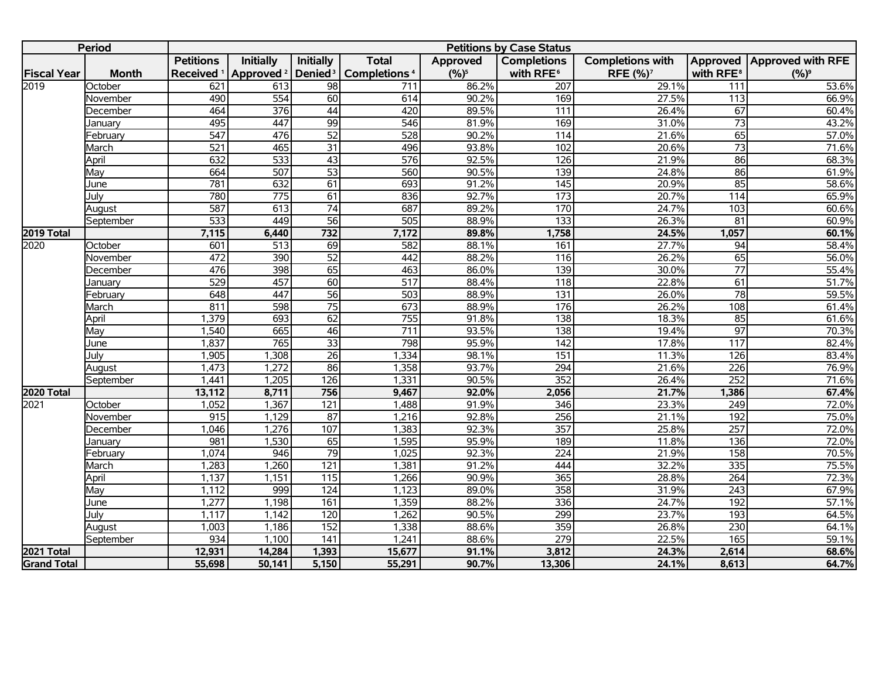| Period | | Petitions by Case Status | | | | | | | | |
|---|---|---|---|---|---|---|---|---|---|---|
| Fiscal Year | Month | Petitions Received [1] | Initially Approved [2] | Initially Denied [3] | Total Completions [4] | Approved (%)[5] | Completions with RFE [6] | Completions with RFE (%)[7] | Approved with RFE [8] | Approved with RFE (%)[9] |
| 2019 | October | 621 | 613 | 98 | 711 | 86.2% | 207 | 29.1% | 111 | 53.6% |
| | November | 490 | 554 | 60 | 614 | 90.2% | 169 | 27.5% | 113 | 66.9% |
| | December | 464 | 376 | 44 | 420 | 89.5% | 111 | 26.4% | 67 | 60.4% |
| | January | 495 | 447 | 99 | 546 | 81.9% | 169 | 31.0% | 73 | 43.2% |
| | February | 547 | 476 | 52 | 528 | 90.2% | 114 | 21.6% | 65 | 57.0% |
| | March | 521 | 465 | 31 | 496 | 93.8% | 102 | 20.6% | 73 | 71.6% |
| | April | 632 | 533 | 43 | 576 | 92.5% | 126 | 21.9% | 86 | 68.3% |
| | May | 664 | 507 | 53 | 560 | 90.5% | 139 | 24.8% | 86 | 61.9% |
| | June | 781 | 632 | 61 | 693 | 91.2% | 145 | 20.9% | 85 | 58.6% |
| | July | 780 | 775 | 61 | 836 | 92.7% | 173 | 20.7% | 114 | 65.9% |
| | August | 587 | 613 | 74 | 687 | 89.2% | 170 | 24.7% | 103 | 60.6% |
| | September | 533 | 449 | 56 | 505 | 88.9% | 133 | 26.3% | 81 | 60.9% |
| **2019 Total** | | **7,115** | **6,440** | **732** | **7,172** | **89.8%** | **1,758** | **24.5%** | **1,057** | **60.1%** |
| 2020 | October | 601 | 513 | 69 | 582 | 88.1% | 161 | 27.7% | 94 | 58.4% |
| | November | 472 | 390 | 52 | 442 | 88.2% | 116 | 26.2% | 65 | 56.0% |
| | December | 476 | 398 | 65 | 463 | 86.0% | 139 | 30.0% | 77 | 55.4% |
| | January | 529 | 457 | 60 | 517 | 88.4% | 118 | 22.8% | 61 | 51.7% |
| | February | 648 | 447 | 56 | 503 | 88.9% | 131 | 26.0% | 78 | 59.5% |
| | March | 811 | 598 | 75 | 673 | 88.9% | 176 | 26.2% | 108 | 61.4% |
| | April | 1,379 | 693 | 62 | 755 | 91.8% | 138 | 18.3% | 85 | 61.6% |
| | May | 1,540 | 665 | 46 | 711 | 93.5% | 138 | 19.4% | 97 | 70.3% |
| | June | 1,837 | 765 | 33 | 798 | 95.9% | 142 | 17.8% | 117 | 82.4% |
| | July | 1,905 | 1,308 | 26 | 1,334 | 98.1% | 151 | 11.3% | 126 | 83.4% |
| | August | 1,473 | 1,272 | 86 | 1,358 | 93.7% | 294 | 21.6% | 226 | 76.9% |
| | September | 1,441 | 1,205 | 126 | 1,331 | 90.5% | 352 | 26.4% | 252 | 71.6% |
| **2020 Total** | | **13,112** | **8,711** | **756** | **9,467** | **92.0%** | **2,056** | **21.7%** | **1,386** | **67.4%** |
| 2021 | October | 1,052 | 1,367 | 121 | 1,488 | 91.9% | 346 | 23.3% | 249 | 72.0% |
| | November | 915 | 1,129 | 87 | 1,216 | 92.8% | 256 | 21.1% | 192 | 75.0% |
| | December | 1,046 | 1,276 | 107 | 1,383 | 92.3% | 357 | 25.8% | 257 | 72.0% |
| | January | 981 | 1,530 | 65 | 1,595 | 95.9% | 189 | 11.8% | 136 | 72.0% |
| | February | 1,074 | 946 | 79 | 1,025 | 92.3% | 224 | 21.9% | 158 | 70.5% |
| | March | 1,283 | 1,260 | 121 | 1,381 | 91.2% | 444 | 32.2% | 335 | 75.5% |
| | April | 1,137 | 1,151 | 115 | 1,266 | 90.9% | 365 | 28.8% | 264 | 72.3% |
| | May | 1,112 | 999 | 124 | 1,123 | 89.0% | 358 | 31.9% | 243 | 67.9% |
| | June | 1,277 | 1,198 | 161 | 1,359 | 88.2% | 336 | 24.7% | 192 | 57.1% |
| | July | 1,117 | 1,142 | 120 | 1,262 | 90.5% | 299 | 23.7% | 193 | 64.5% |
| | August | 1,003 | 1,186 | 152 | 1,338 | 88.6% | 359 | 26.8% | 230 | 64.1% |
| | September | 934 | 1,100 | 141 | 1,241 | 88.6% | 279 | 22.5% | 165 | 59.1% |
| **2021 Total** | | **12,931** | **14,284** | **1,393** | **15,677** | **91.1%** | **3,812** | **24.3%** | **2,614** | **68.6%** |
| **Grand Total** | | **55,698** | **50,141** | **5,150** | **55,291** | **90.7%** | **13,306** | **24.1%** | **8,613** | **64.7%** |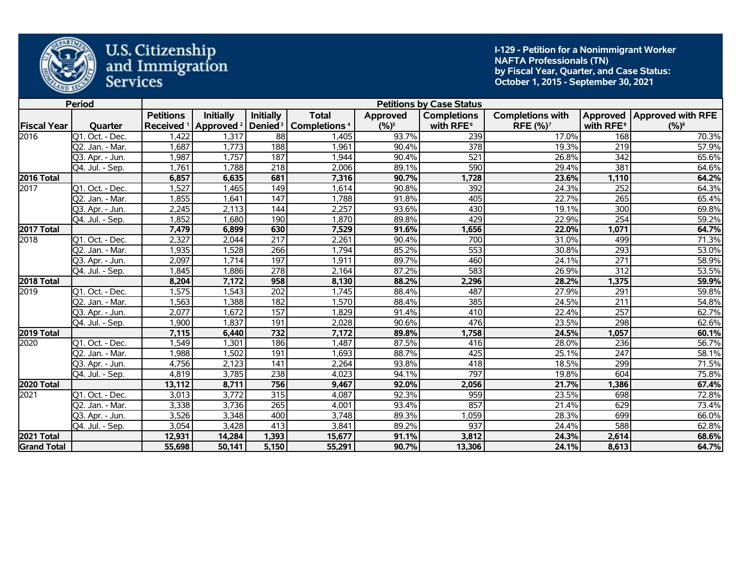U.S. Citizenship and Immigration Services

**I-129 - Petition for a Nonimmigrant Worker NAFTA Professionals (TN) by Fiscal Year, Quarter, and Case Status: October 1, 2015 - September 30, 2021**

| Period | | Petitions by Case Status | | | | | | | | |
|---|---|---|---|---|---|---|---|---|---|---|
| Fiscal Year | Quarter | Petitions Received [1] | Initially Approved [2] | Initially Denied [3] | Total Completions [4] | Approved (%)[5] | Completions with RFE[6] | Completions with RFE (%)[7] | Approved with RFE[8] | Approved with RFE (%)[9] |
| 2016 | Q1. Oct. - Dec. | 1,422 | 1,317 | 88 | 1,405 | 93.7% | 239 | 17.0% | 168 | 70.3% |
| | Q2. Jan. - Mar. | 1,687 | 1,773 | 188 | 1,961 | 90.4% | 378 | 19.3% | 219 | 57.9% |
| | Q3. Apr. - Jun. | 1,987 | 1,757 | 187 | 1,944 | 90.4% | 521 | 26.8% | 342 | 65.6% |
| | Q4. Jul. - Sep. | 1,761 | 1,788 | 218 | 2,006 | 89.1% | 590 | 29.4% | 381 | 64.6% |
| **2016 Total** | | **6,857** | **6,635** | **681** | **7,316** | **90.7%** | **1,728** | **23.6%** | **1,110** | **64.2%** |
| 2017 | Q1. Oct. - Dec. | 1,527 | 1,465 | 149 | 1,614 | 90.8% | 392 | 24.3% | 252 | 64.3% |
| | Q2. Jan. - Mar. | 1,855 | 1,641 | 147 | 1,788 | 91.8% | 405 | 22.7% | 265 | 65.4% |
| | Q3. Apr. - Jun. | 2,245 | 2,113 | 144 | 2,257 | 93.6% | 430 | 19.1% | 300 | 69.8% |
| | Q4. Jul. - Sep. | 1,852 | 1,680 | 190 | 1,870 | 89.8% | 429 | 22.9% | 254 | 59.2% |
| **2017 Total** | | **7,479** | **6,899** | **630** | **7,529** | **91.6%** | **1,656** | **22.0%** | **1,071** | **64.7%** |
| 2018 | Q1. Oct. - Dec. | 2,327 | 2,044 | 217 | 2,261 | 90.4% | 700 | 31.0% | 499 | 71.3% |
| | Q2. Jan. - Mar. | 1,935 | 1,528 | 266 | 1,794 | 85.2% | 553 | 30.8% | 293 | 53.0% |
| | Q3. Apr. - Jun. | 2,097 | 1,714 | 197 | 1,911 | 89.7% | 460 | 24.1% | 271 | 58.9% |
| | Q4. Jul. - Sep. | 1,845 | 1,886 | 278 | 2,164 | 87.2% | 583 | 26.9% | 312 | 53.5% |
| **2018 Total** | | **8,204** | **7,172** | **958** | **8,130** | **88.2%** | **2,296** | **28.2%** | **1,375** | **59.9%** |
| 2019 | Q1. Oct. - Dec. | 1,575 | 1,543 | 202 | 1,745 | 88.4% | 487 | 27.9% | 291 | 59.8% |
| | Q2. Jan. - Mar. | 1,563 | 1,388 | 182 | 1,570 | 88.4% | 385 | 24.5% | 211 | 54.8% |
| | Q3. Apr. - Jun. | 2,077 | 1,672 | 157 | 1,829 | 91.4% | 410 | 22.4% | 257 | 62.7% |
| | Q4. Jul. - Sep. | 1,900 | 1,837 | 191 | 2,028 | 90.6% | 476 | 23.5% | 298 | 62.6% |
| **2019 Total** | | **7,115** | **6,440** | **732** | **7,172** | **89.8%** | **1,758** | **24.5%** | **1,057** | **60.1%** |
| 2020 | Q1. Oct. - Dec. | 1,549 | 1,301 | 186 | 1,487 | 87.5% | 416 | 28.0% | 236 | 56.7% |
| | Q2. Jan. - Mar. | 1,988 | 1,502 | 191 | 1,693 | 88.7% | 425 | 25.1% | 247 | 58.1% |
| | Q3. Apr. - Jun. | 4,756 | 2,123 | 141 | 2,264 | 93.8% | 418 | 18.5% | 299 | 71.5% |
| | Q4. Jul. - Sep. | 4,819 | 3,785 | 238 | 4,023 | 94.1% | 797 | 19.8% | 604 | 75.8% |
| **2020 Total** | | **13,112** | **8,711** | **756** | **9,467** | **92.0%** | **2,056** | **21.7%** | **1,386** | **67.4%** |
| 2021 | Q1. Oct. - Dec. | 3,013 | 3,772 | 315 | 4,087 | 92.3% | 959 | 23.5% | 698 | 72.8% |
| | Q2. Jan. - Mar. | 3,338 | 3,736 | 265 | 4,001 | 93.4% | 857 | 21.4% | 629 | 73.4% |
| | Q3. Apr. - Jun. | 3,526 | 3,348 | 400 | 3,748 | 89.3% | 1,059 | 28.3% | 699 | 66.0% |
| | Q4. Jul. - Sep. | 3,054 | 3,428 | 413 | 3,841 | 89.2% | 937 | 24.4% | 588 | 62.8% |
| **2021 Total** | | **12,931** | **14,284** | **1,393** | **15,677** | **91.1%** | **3,812** | **24.3%** | **2,614** | **68.6%** |
| **Grand Total** | | **55,698** | **50,141** | **5,150** | **55,291** | **90.7%** | **13,306** | **24.1%** | **8,613** | **64.7%** |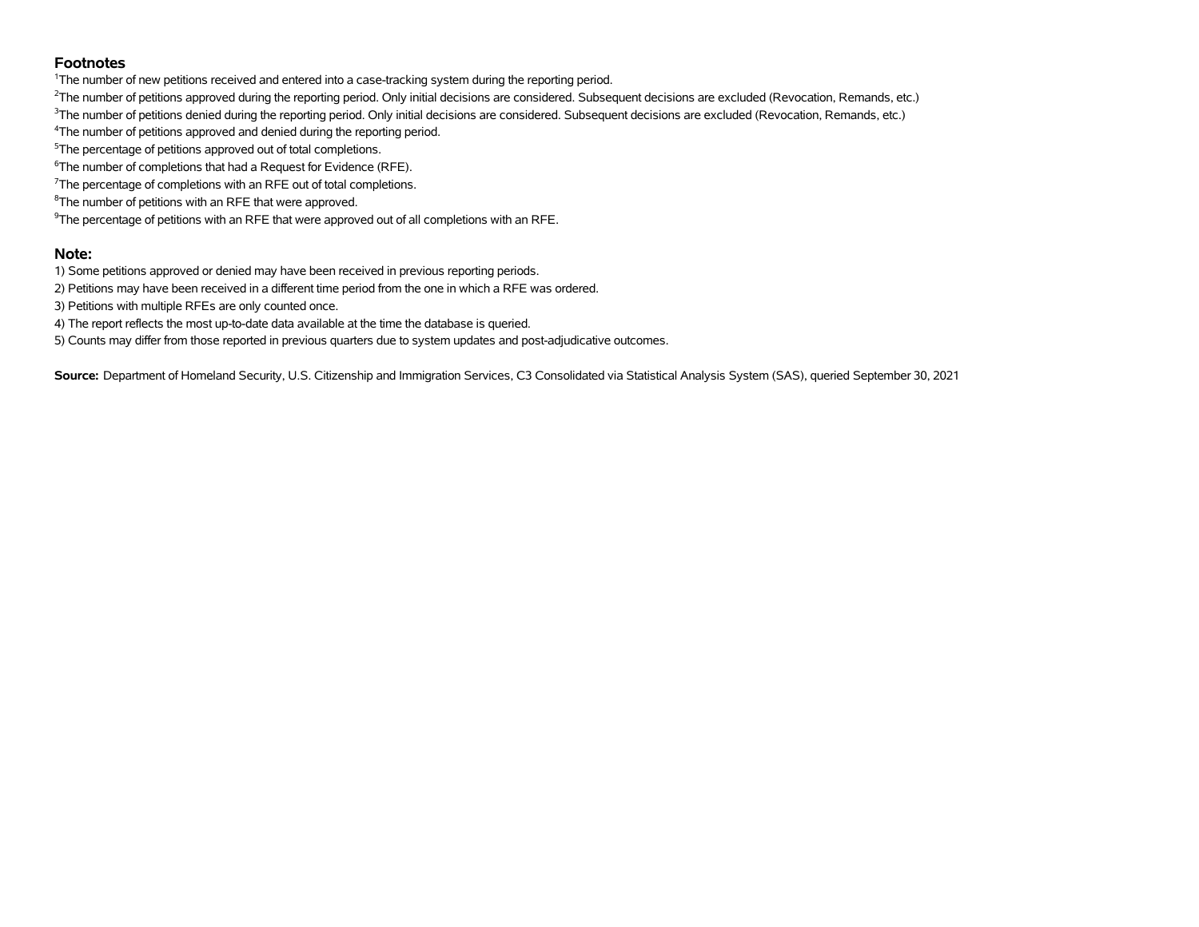## Footnotes

[1]The number of new petitions received and entered into a case-tracking system during the reporting period.

[2]The number of petitions approved during the reporting period. Only initial decisions are considered. Subsequent decisions are excluded (Revocation, Remands, etc.)

[3]The number of petitions denied during the reporting period. Only initial decisions are considered. Subsequent decisions are excluded (Revocation, Remands, etc.)

[4]The number of petitions approved and denied during the reporting period.

[5]The percentage of petitions approved out of total completions.

[6]The number of completions that had a Request for Evidence (RFE).

[7]The percentage of completions with an RFE out of total completions.

[8]The number of petitions with an RFE that were approved.

[9]The percentage of petitions with an RFE that were approved out of all completions with an RFE.

## Note:

1) Some petitions approved or denied may have been received in previous reporting periods.
2) Petitions may have been received in a different time period from the one in which a RFE was ordered.
3) Petitions with multiple RFEs are only counted once.
4) The report reflects the most up-to-date data available at the time the database is queried.
5) Counts may differ from those reported in previous quarters due to system updates and post-adjudicative outcomes.

**Source:** Department of Homeland Security, U.S. Citizenship and Immigration Services, C3 Consolidated via Statistical Analysis System (SAS), queried September 30, 2021